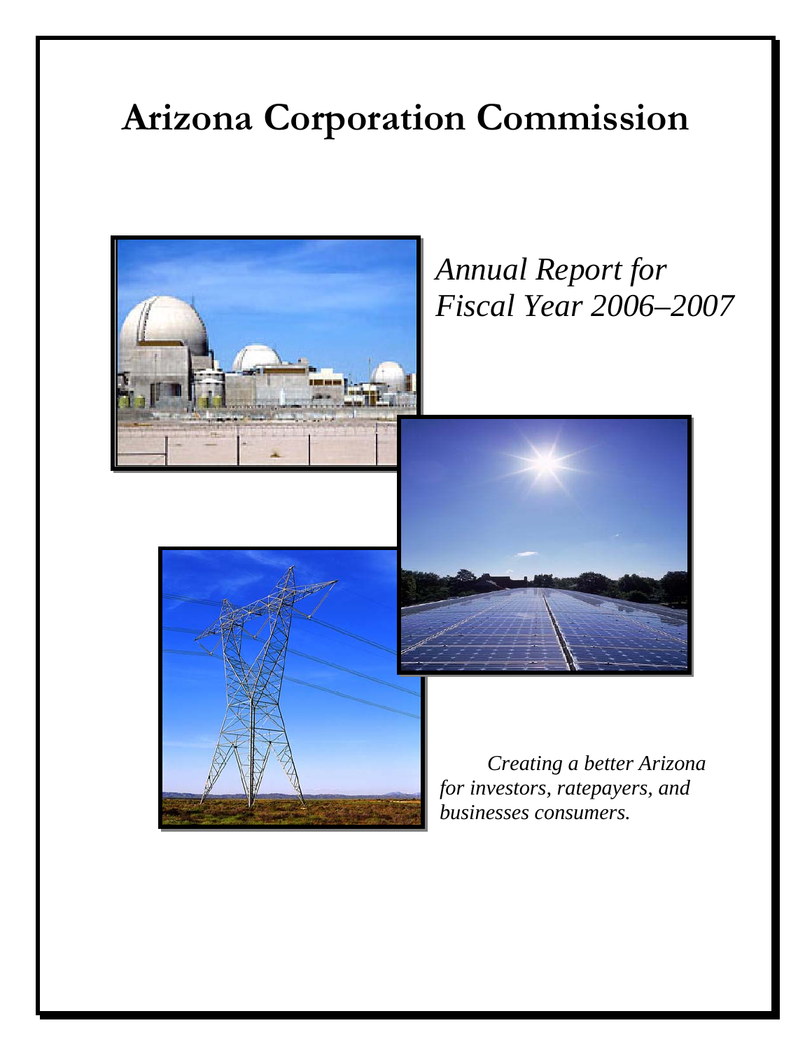# Arizona Corporation Commission

*Annual Report for Fiscal Year 2006–2007*

*Creating a better Arizona for investors, ratepayers, and businesses consumers.*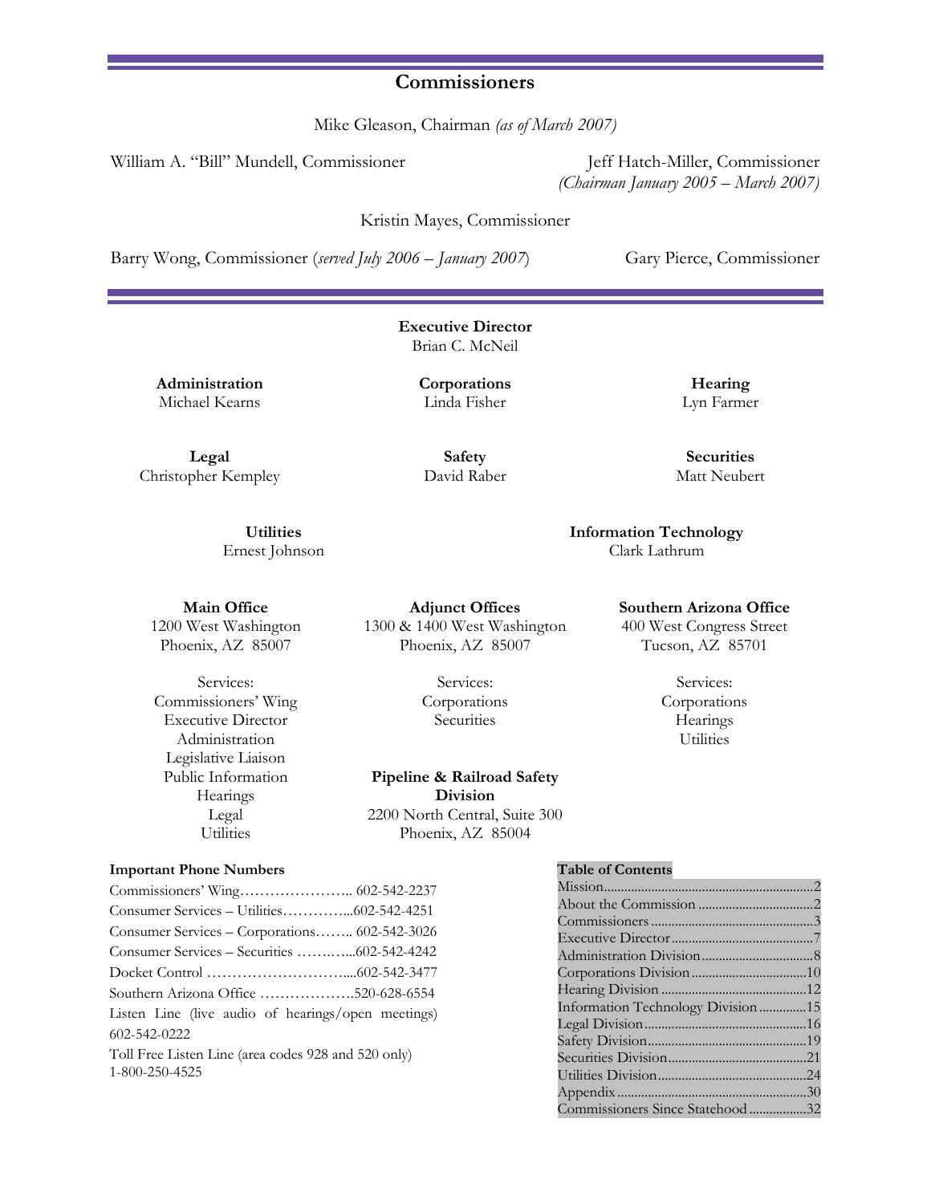## Commissioners

Mike Gleason, Chairman *(as of March 2007)*

William A. "Bill" Mundell, Commissioner

Jeff Hatch-Miller, Commissioner
*(Chairman January 2005 – March 2007)*

Kristin Mayes, Commissioner

Barry Wong, Commissioner (*served July 2006 – January 2007*)

Gary Pierce, Commissioner

**Executive Director**
Brian C. McNeil

**Administration**
Michael Kearns

**Corporations**
Linda Fisher

**Hearing**
Lyn Farmer

**Legal**
Christopher Kempley

**Safety**
David Raber

**Securities**
Matt Neubert

**Utilities**
Ernest Johnson

**Information Technology**
Clark Lathrum

**Main Office**
1200 West Washington
Phoenix, AZ 85007

Services:
Commissioners' Wing
Executive Director
Administration
Legislative Liaison
Public Information
Hearings
Legal
Utilities

**Adjunct Offices**
1300 & 1400 West Washington
Phoenix, AZ 85007

Services:
Corporations
Securities

**Pipeline & Railroad Safety Division**
2200 North Central, Suite 300
Phoenix, AZ 85004

**Southern Arizona Office**
400 West Congress Street
Tucson, AZ 85701

Services:
Corporations
Hearings
Utilities

**Important Phone Numbers**

Commissioners' Wing………………….. 602-542-2237
Consumer Services – Utilities…………...602-542-4251
Consumer Services – Corporations…….. 602-542-3026
Consumer Services – Securities ……..…...602-542-4242
Docket Control ………………………....602-542-3477
Southern Arizona Office ……………….520-628-6554
Listen Line (live audio of hearings/open meetings) 602-542-0222
Toll Free Listen Line (area codes 928 and 520 only) 1-800-250-4525

**Table of Contents**

| | |
|---|---|
| Mission | 2 |
| About the Commission | 2 |
| Commissioners | 3 |
| Executive Director | 7 |
| Administration Division | 8 |
| Corporations Division | 10 |
| Hearing Division | 12 |
| Information Technology Division | 15 |
| Legal Division | 16 |
| Safety Division | 19 |
| Securities Division | 21 |
| Utilities Division | 24 |
| Appendix | 30 |
| Commissioners Since Statehood | 32 |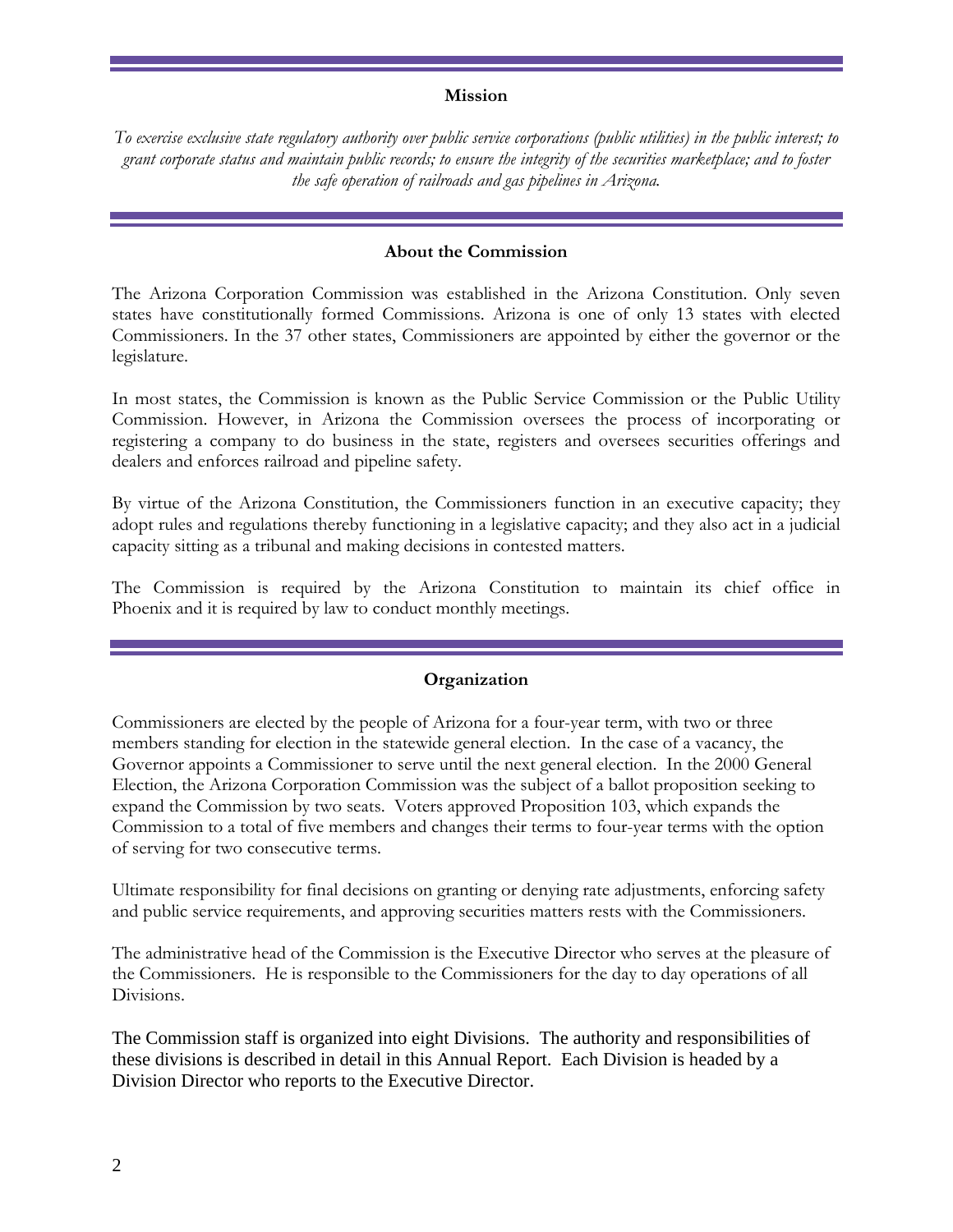## Mission

*To exercise exclusive state regulatory authority over public service corporations (public utilities) in the public interest; to grant corporate status and maintain public records; to ensure the integrity of the securities marketplace; and to foster the safe operation of railroads and gas pipelines in Arizona.*

## About the Commission

The Arizona Corporation Commission was established in the Arizona Constitution. Only seven states have constitutionally formed Commissions. Arizona is one of only 13 states with elected Commissioners. In the 37 other states, Commissioners are appointed by either the governor or the legislature.

In most states, the Commission is known as the Public Service Commission or the Public Utility Commission. However, in Arizona the Commission oversees the process of incorporating or registering a company to do business in the state, registers and oversees securities offerings and dealers and enforces railroad and pipeline safety.

By virtue of the Arizona Constitution, the Commissioners function in an executive capacity; they adopt rules and regulations thereby functioning in a legislative capacity; and they also act in a judicial capacity sitting as a tribunal and making decisions in contested matters.

The Commission is required by the Arizona Constitution to maintain its chief office in Phoenix and it is required by law to conduct monthly meetings.

## Organization

Commissioners are elected by the people of Arizona for a four-year term, with two or three members standing for election in the statewide general election. In the case of a vacancy, the Governor appoints a Commissioner to serve until the next general election. In the 2000 General Election, the Arizona Corporation Commission was the subject of a ballot proposition seeking to expand the Commission by two seats. Voters approved Proposition 103, which expands the Commission to a total of five members and changes their terms to four-year terms with the option of serving for two consecutive terms.

Ultimate responsibility for final decisions on granting or denying rate adjustments, enforcing safety and public service requirements, and approving securities matters rests with the Commissioners.

The administrative head of the Commission is the Executive Director who serves at the pleasure of the Commissioners. He is responsible to the Commissioners for the day to day operations of all Divisions.

The Commission staff is organized into eight Divisions. The authority and responsibilities of these divisions is described in detail in this Annual Report. Each Division is headed by a Division Director who reports to the Executive Director.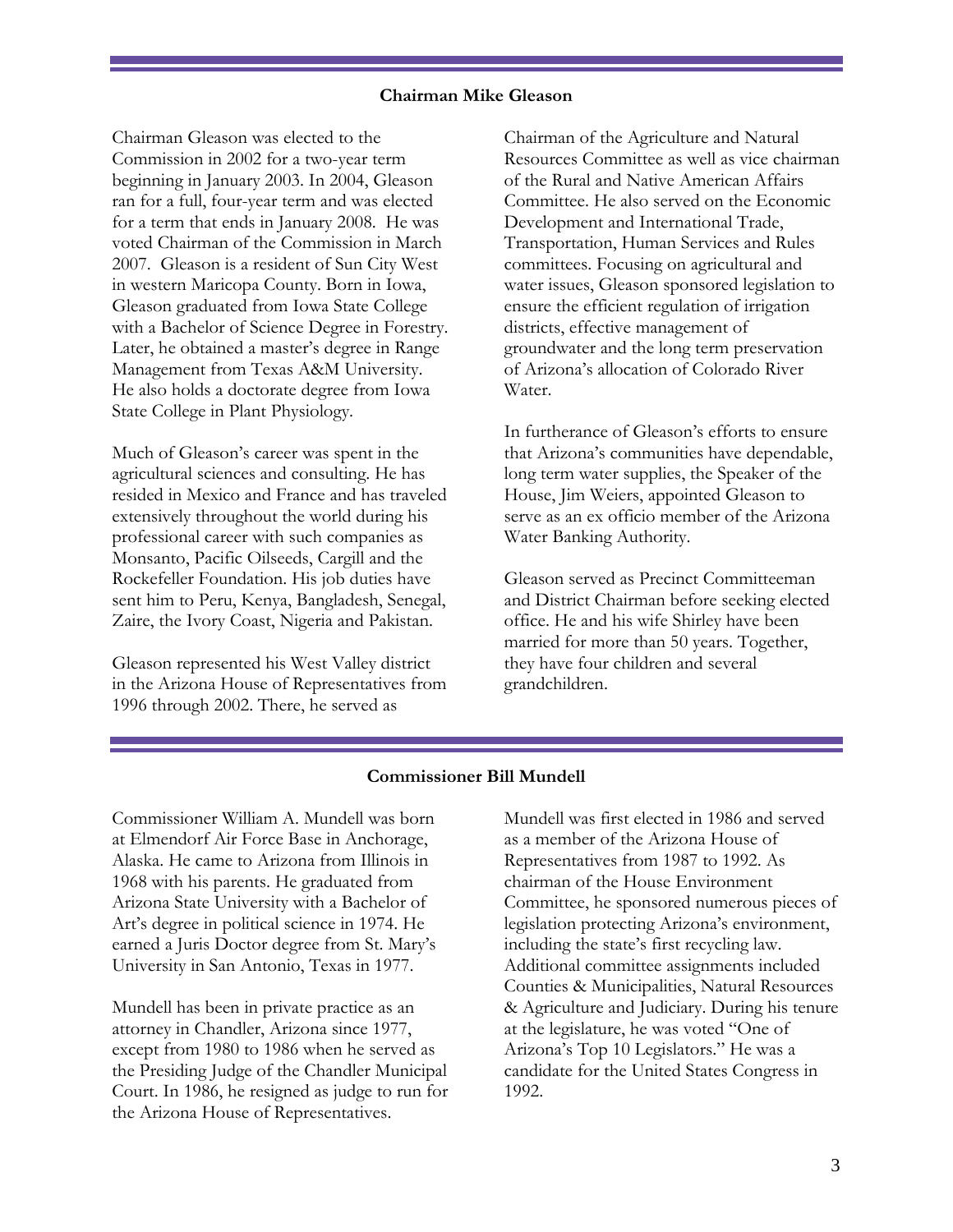## Chairman Mike Gleason

Chairman Gleason was elected to the Commission in 2002 for a two-year term beginning in January 2003. In 2004, Gleason ran for a full, four-year term and was elected for a term that ends in January 2008. He was voted Chairman of the Commission in March 2007. Gleason is a resident of Sun City West in western Maricopa County. Born in Iowa, Gleason graduated from Iowa State College with a Bachelor of Science Degree in Forestry. Later, he obtained a master's degree in Range Management from Texas A&M University. He also holds a doctorate degree from Iowa State College in Plant Physiology.

Much of Gleason's career was spent in the agricultural sciences and consulting. He has resided in Mexico and France and has traveled extensively throughout the world during his professional career with such companies as Monsanto, Pacific Oilseeds, Cargill and the Rockefeller Foundation. His job duties have sent him to Peru, Kenya, Bangladesh, Senegal, Zaire, the Ivory Coast, Nigeria and Pakistan.

Gleason represented his West Valley district in the Arizona House of Representatives from 1996 through 2002. There, he served as Chairman of the Agriculture and Natural Resources Committee as well as vice chairman of the Rural and Native American Affairs Committee. He also served on the Economic Development and International Trade, Transportation, Human Services and Rules committees. Focusing on agricultural and water issues, Gleason sponsored legislation to ensure the efficient regulation of irrigation districts, effective management of groundwater and the long term preservation of Arizona's allocation of Colorado River Water.

In furtherance of Gleason's efforts to ensure that Arizona's communities have dependable, long term water supplies, the Speaker of the House, Jim Weiers, appointed Gleason to serve as an ex officio member of the Arizona Water Banking Authority.

Gleason served as Precinct Committeeman and District Chairman before seeking elected office. He and his wife Shirley have been married for more than 50 years. Together, they have four children and several grandchildren.

## Commissioner Bill Mundell

Commissioner William A. Mundell was born at Elmendorf Air Force Base in Anchorage, Alaska. He came to Arizona from Illinois in 1968 with his parents. He graduated from Arizona State University with a Bachelor of Art's degree in political science in 1974. He earned a Juris Doctor degree from St. Mary's University in San Antonio, Texas in 1977.

Mundell has been in private practice as an attorney in Chandler, Arizona since 1977, except from 1980 to 1986 when he served as the Presiding Judge of the Chandler Municipal Court. In 1986, he resigned as judge to run for the Arizona House of Representatives.

Mundell was first elected in 1986 and served as a member of the Arizona House of Representatives from 1987 to 1992. As chairman of the House Environment Committee, he sponsored numerous pieces of legislation protecting Arizona's environment, including the state's first recycling law. Additional committee assignments included Counties & Municipalities, Natural Resources & Agriculture and Judiciary. During his tenure at the legislature, he was voted "One of Arizona's Top 10 Legislators." He was a candidate for the United States Congress in 1992.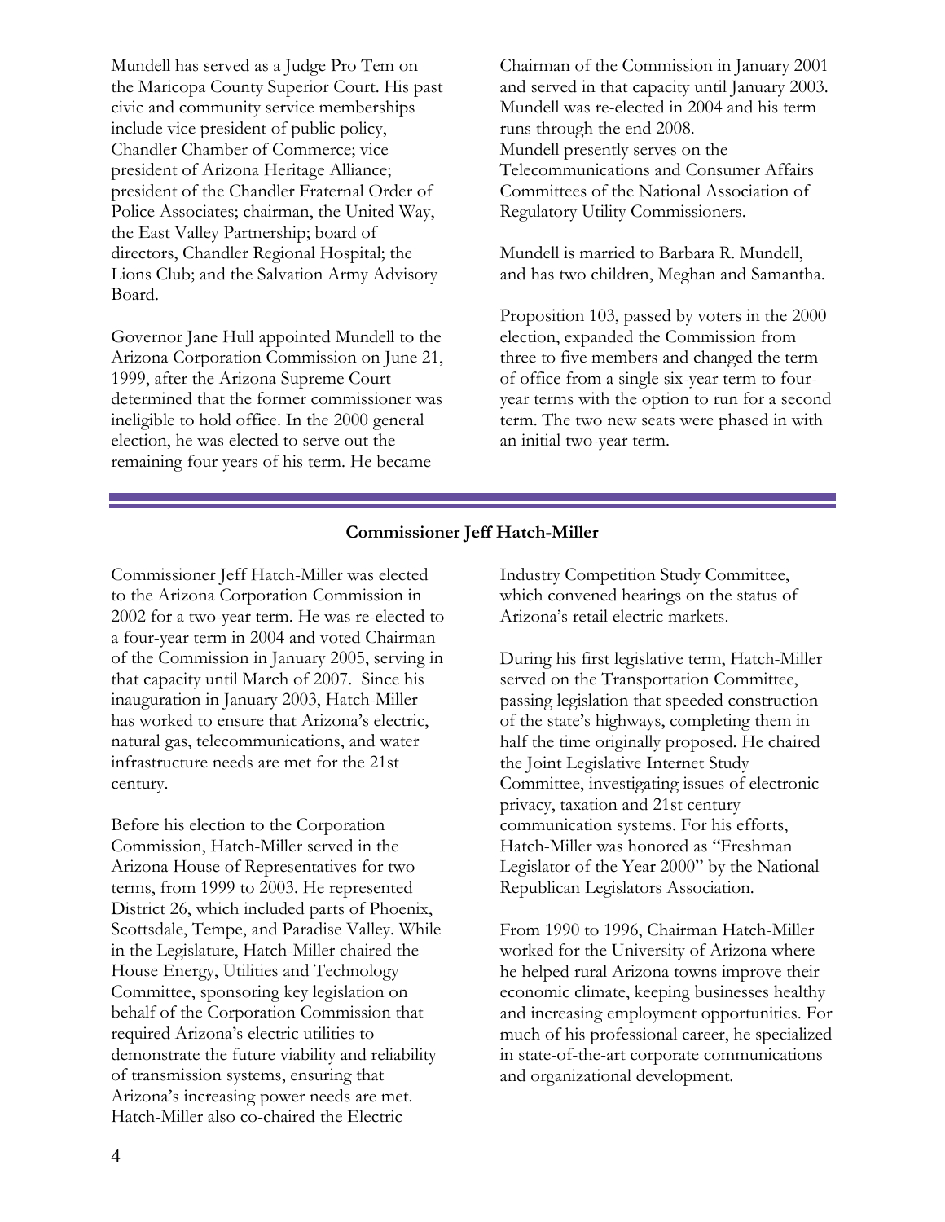Mundell has served as a Judge Pro Tem on the Maricopa County Superior Court. His past civic and community service memberships include vice president of public policy, Chandler Chamber of Commerce; vice president of Arizona Heritage Alliance; president of the Chandler Fraternal Order of Police Associates; chairman, the United Way, the East Valley Partnership; board of directors, Chandler Regional Hospital; the Lions Club; and the Salvation Army Advisory Board.

Governor Jane Hull appointed Mundell to the Arizona Corporation Commission on June 21, 1999, after the Arizona Supreme Court determined that the former commissioner was ineligible to hold office. In the 2000 general election, he was elected to serve out the remaining four years of his term. He became Chairman of the Commission in January 2001 and served in that capacity until January 2003. Mundell was re-elected in 2004 and his term runs through the end 2008.
Mundell presently serves on the Telecommunications and Consumer Affairs Committees of the National Association of Regulatory Utility Commissioners.

Mundell is married to Barbara R. Mundell, and has two children, Meghan and Samantha.

Proposition 103, passed by voters in the 2000 election, expanded the Commission from three to five members and changed the term of office from a single six-year term to four-year terms with the option to run for a second term. The two new seats were phased in with an initial two-year term.

---

**Commissioner Jeff Hatch-Miller**

Commissioner Jeff Hatch-Miller was elected to the Arizona Corporation Commission in 2002 for a two-year term. He was re-elected to a four-year term in 2004 and voted Chairman of the Commission in January 2005, serving in that capacity until March of 2007. Since his inauguration in January 2003, Hatch-Miller has worked to ensure that Arizona's electric, natural gas, telecommunications, and water infrastructure needs are met for the 21st century.

Before his election to the Corporation Commission, Hatch-Miller served in the Arizona House of Representatives for two terms, from 1999 to 2003. He represented District 26, which included parts of Phoenix, Scottsdale, Tempe, and Paradise Valley. While in the Legislature, Hatch-Miller chaired the House Energy, Utilities and Technology Committee, sponsoring key legislation on behalf of the Corporation Commission that required Arizona's electric utilities to demonstrate the future viability and reliability of transmission systems, ensuring that Arizona's increasing power needs are met. Hatch-Miller also co-chaired the Electric Industry Competition Study Committee, which convened hearings on the status of Arizona's retail electric markets.

During his first legislative term, Hatch-Miller served on the Transportation Committee, passing legislation that speeded construction of the state's highways, completing them in half the time originally proposed. He chaired the Joint Legislative Internet Study Committee, investigating issues of electronic privacy, taxation and 21st century communication systems. For his efforts, Hatch-Miller was honored as "Freshman Legislator of the Year 2000" by the National Republican Legislators Association.

From 1990 to 1996, Chairman Hatch-Miller worked for the University of Arizona where he helped rural Arizona towns improve their economic climate, keeping businesses healthy and increasing employment opportunities. For much of his professional career, he specialized in state-of-the-art corporate communications and organizational development.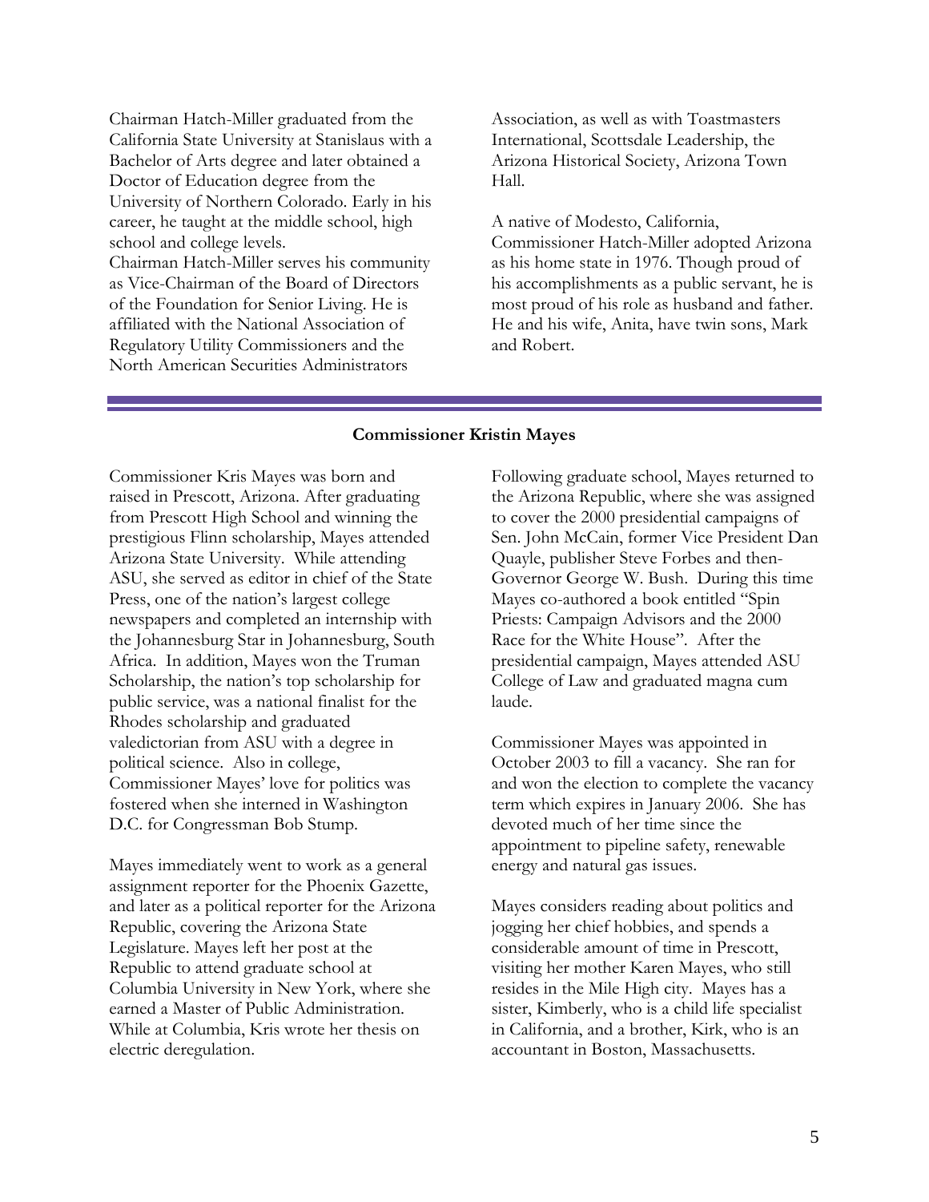Chairman Hatch-Miller graduated from the California State University at Stanislaus with a Bachelor of Arts degree and later obtained a Doctor of Education degree from the University of Northern Colorado. Early in his career, he taught at the middle school, high school and college levels.

Chairman Hatch-Miller serves his community as Vice-Chairman of the Board of Directors of the Foundation for Senior Living. He is affiliated with the National Association of Regulatory Utility Commissioners and the North American Securities Administrators Association, as well as with Toastmasters International, Scottsdale Leadership, the Arizona Historical Society, Arizona Town Hall.

A native of Modesto, California, Commissioner Hatch-Miller adopted Arizona as his home state in 1976. Though proud of his accomplishments as a public servant, he is most proud of his role as husband and father. He and his wife, Anita, have twin sons, Mark and Robert.

**Commissioner Kristin Mayes**

Commissioner Kris Mayes was born and raised in Prescott, Arizona. After graduating from Prescott High School and winning the prestigious Flinn scholarship, Mayes attended Arizona State University. While attending ASU, she served as editor in chief of the State Press, one of the nation's largest college newspapers and completed an internship with the Johannesburg Star in Johannesburg, South Africa. In addition, Mayes won the Truman Scholarship, the nation's top scholarship for public service, was a national finalist for the Rhodes scholarship and graduated valedictorian from ASU with a degree in political science. Also in college, Commissioner Mayes' love for politics was fostered when she interned in Washington D.C. for Congressman Bob Stump.

Mayes immediately went to work as a general assignment reporter for the Phoenix Gazette, and later as a political reporter for the Arizona Republic, covering the Arizona State Legislature. Mayes left her post at the Republic to attend graduate school at Columbia University in New York, where she earned a Master of Public Administration. While at Columbia, Kris wrote her thesis on electric deregulation.

Following graduate school, Mayes returned to the Arizona Republic, where she was assigned to cover the 2000 presidential campaigns of Sen. John McCain, former Vice President Dan Quayle, publisher Steve Forbes and then-Governor George W. Bush. During this time Mayes co-authored a book entitled "Spin Priests: Campaign Advisors and the 2000 Race for the White House". After the presidential campaign, Mayes attended ASU College of Law and graduated magna cum laude.

Commissioner Mayes was appointed in October 2003 to fill a vacancy. She ran for and won the election to complete the vacancy term which expires in January 2006. She has devoted much of her time since the appointment to pipeline safety, renewable energy and natural gas issues.

Mayes considers reading about politics and jogging her chief hobbies, and spends a considerable amount of time in Prescott, visiting her mother Karen Mayes, who still resides in the Mile High city. Mayes has a sister, Kimberly, who is a child life specialist in California, and a brother, Kirk, who is an accountant in Boston, Massachusetts.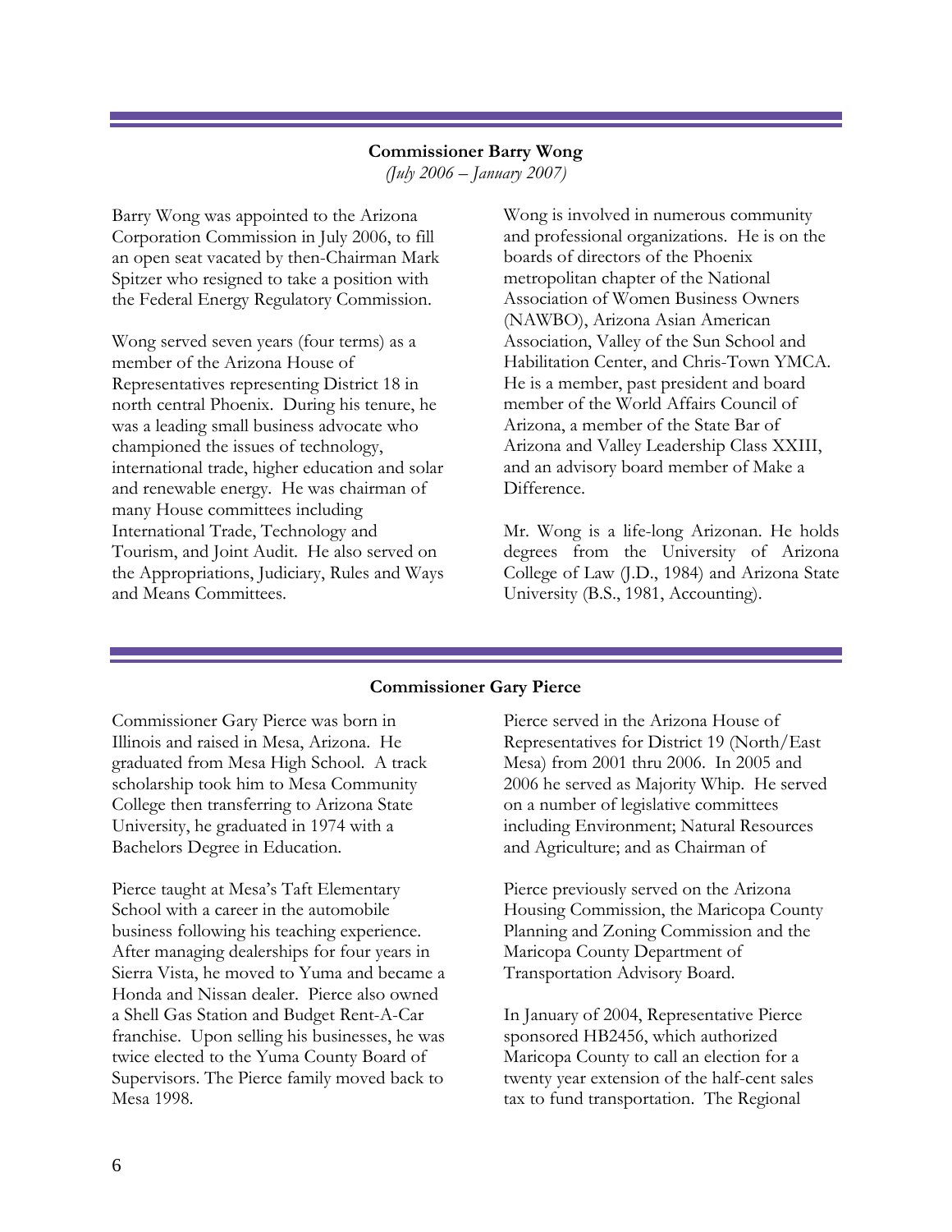**Commissioner Barry Wong**

*(July 2006 – January 2007)*

Barry Wong was appointed to the Arizona Corporation Commission in July 2006, to fill an open seat vacated by then-Chairman Mark Spitzer who resigned to take a position with the Federal Energy Regulatory Commission.

Wong served seven years (four terms) as a member of the Arizona House of Representatives representing District 18 in north central Phoenix. During his tenure, he was a leading small business advocate who championed the issues of technology, international trade, higher education and solar and renewable energy. He was chairman of many House committees including International Trade, Technology and Tourism, and Joint Audit. He also served on the Appropriations, Judiciary, Rules and Ways and Means Committees.

Wong is involved in numerous community and professional organizations. He is on the boards of directors of the Phoenix metropolitan chapter of the National Association of Women Business Owners (NAWBO), Arizona Asian American Association, Valley of the Sun School and Habilitation Center, and Chris-Town YMCA. He is a member, past president and board member of the World Affairs Council of Arizona, a member of the State Bar of Arizona and Valley Leadership Class XXIII, and an advisory board member of Make a Difference.

Mr. Wong is a life-long Arizonan. He holds degrees from the University of Arizona College of Law (J.D., 1984) and Arizona State University (B.S., 1981, Accounting).

**Commissioner Gary Pierce**

Commissioner Gary Pierce was born in Illinois and raised in Mesa, Arizona. He graduated from Mesa High School. A track scholarship took him to Mesa Community College then transferring to Arizona State University, he graduated in 1974 with a Bachelors Degree in Education.

Pierce taught at Mesa's Taft Elementary School with a career in the automobile business following his teaching experience. After managing dealerships for four years in Sierra Vista, he moved to Yuma and became a Honda and Nissan dealer. Pierce also owned a Shell Gas Station and Budget Rent-A-Car franchise. Upon selling his businesses, he was twice elected to the Yuma County Board of Supervisors. The Pierce family moved back to Mesa 1998.

Pierce served in the Arizona House of Representatives for District 19 (North/East Mesa) from 2001 thru 2006. In 2005 and 2006 he served as Majority Whip. He served on a number of legislative committees including Environment; Natural Resources and Agriculture; and as Chairman of

Pierce previously served on the Arizona Housing Commission, the Maricopa County Planning and Zoning Commission and the Maricopa County Department of Transportation Advisory Board.

In January of 2004, Representative Pierce sponsored HB2456, which authorized Maricopa County to call an election for a twenty year extension of the half-cent sales tax to fund transportation. The Regional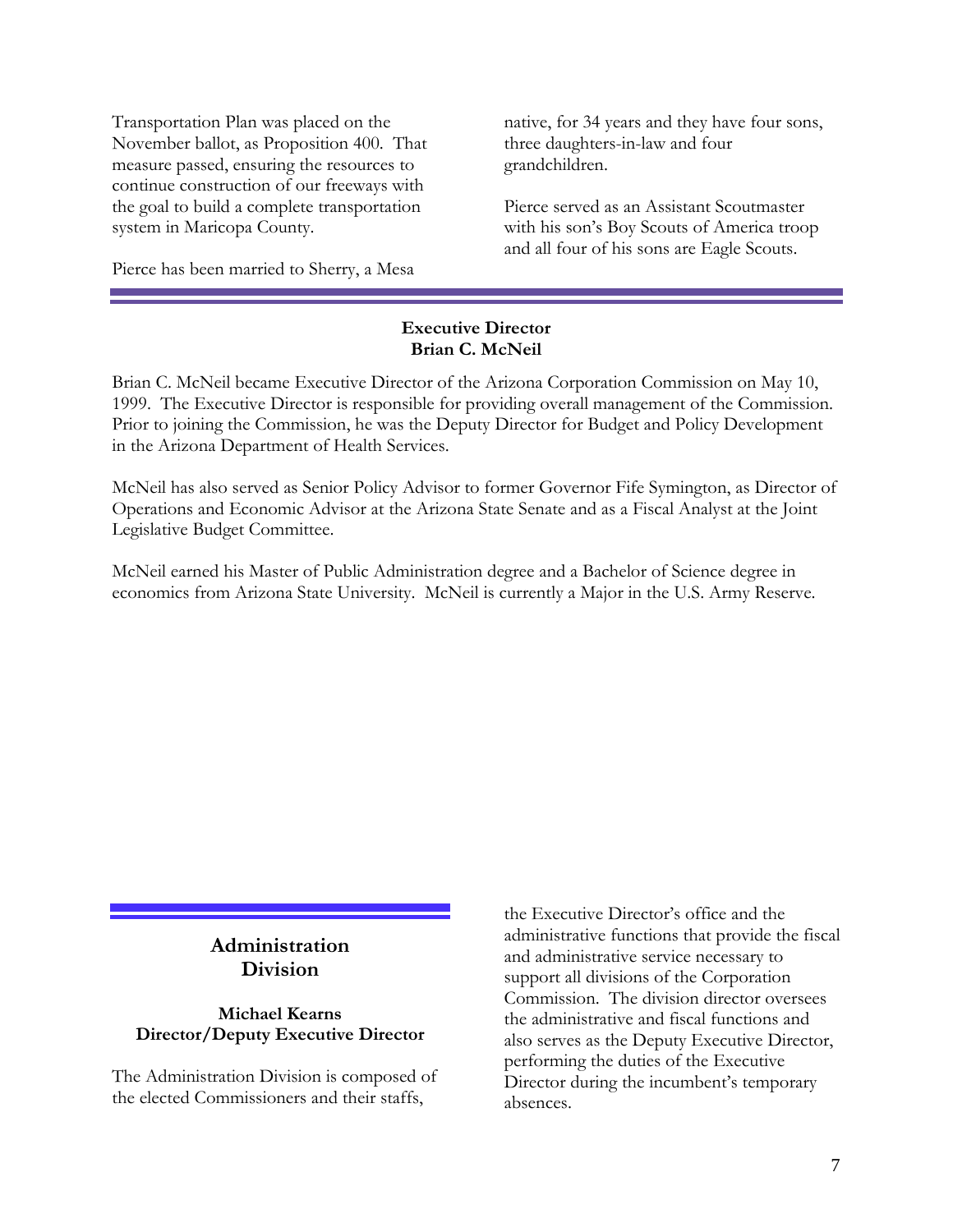Transportation Plan was placed on the November ballot, as Proposition 400. That measure passed, ensuring the resources to continue construction of our freeways with the goal to build a complete transportation system in Maricopa County.

Pierce has been married to Sherry, a Mesa native, for 34 years and they have four sons, three daughters-in-law and four grandchildren.

Pierce served as an Assistant Scoutmaster with his son's Boy Scouts of America troop and all four of his sons are Eagle Scouts.

## Executive Director
## Brian C. McNeil

Brian C. McNeil became Executive Director of the Arizona Corporation Commission on May 10, 1999. The Executive Director is responsible for providing overall management of the Commission. Prior to joining the Commission, he was the Deputy Director for Budget and Policy Development in the Arizona Department of Health Services.

McNeil has also served as Senior Policy Advisor to former Governor Fife Symington, as Director of Operations and Economic Advisor at the Arizona State Senate and as a Fiscal Analyst at the Joint Legislative Budget Committee.

McNeil earned his Master of Public Administration degree and a Bachelor of Science degree in economics from Arizona State University. McNeil is currently a Major in the U.S. Army Reserve.

# Administration Division

### Michael Kearns
### Director/Deputy Executive Director

The Administration Division is composed of the elected Commissioners and their staffs, the Executive Director's office and the administrative functions that provide the fiscal and administrative service necessary to support all divisions of the Corporation Commission. The division director oversees the administrative and fiscal functions and also serves as the Deputy Executive Director, performing the duties of the Executive Director during the incumbent's temporary absences.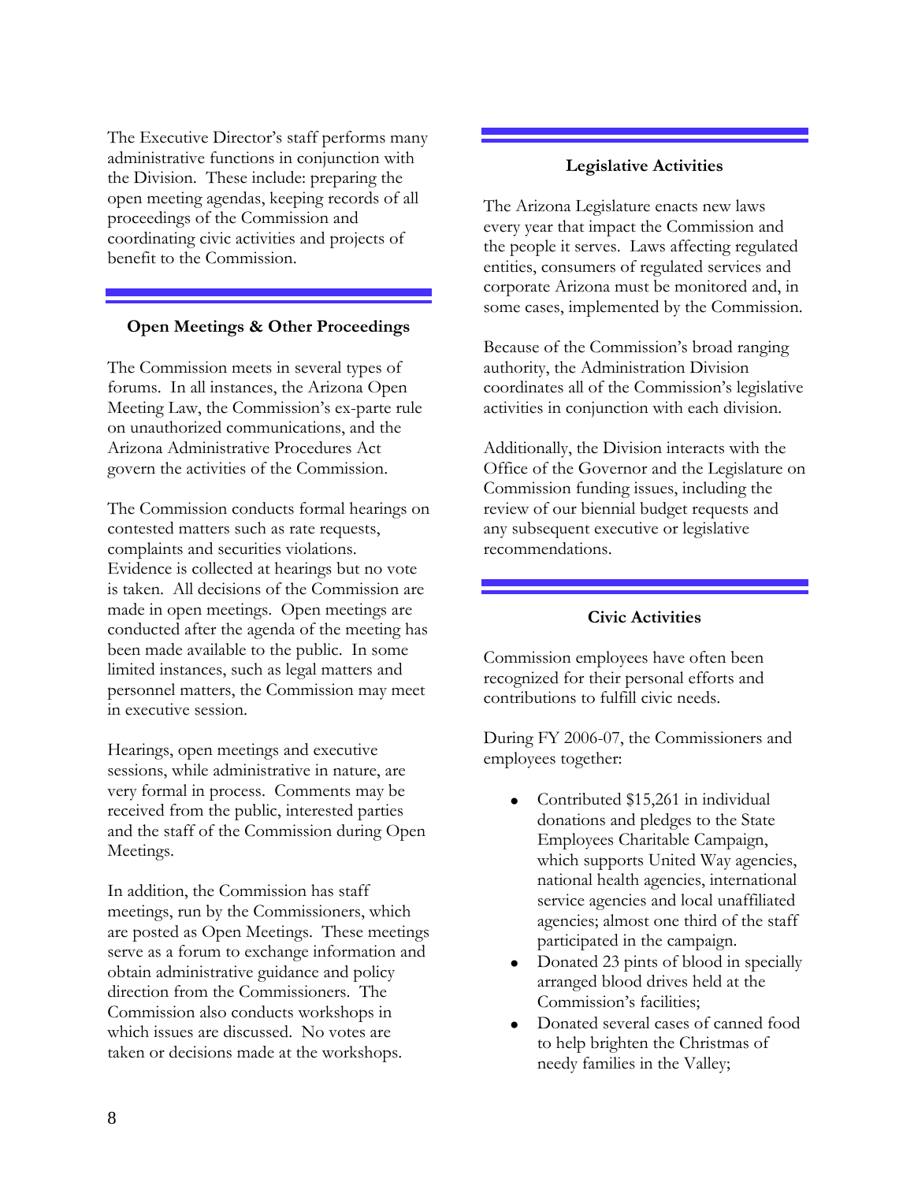The Executive Director's staff performs many administrative functions in conjunction with the Division. These include: preparing the open meeting agendas, keeping records of all proceedings of the Commission and coordinating civic activities and projects of benefit to the Commission.

### Open Meetings & Other Proceedings

The Commission meets in several types of forums. In all instances, the Arizona Open Meeting Law, the Commission's ex-parte rule on unauthorized communications, and the Arizona Administrative Procedures Act govern the activities of the Commission.

The Commission conducts formal hearings on contested matters such as rate requests, complaints and securities violations. Evidence is collected at hearings but no vote is taken. All decisions of the Commission are made in open meetings. Open meetings are conducted after the agenda of the meeting has been made available to the public. In some limited instances, such as legal matters and personnel matters, the Commission may meet in executive session.

Hearings, open meetings and executive sessions, while administrative in nature, are very formal in process. Comments may be received from the public, interested parties and the staff of the Commission during Open Meetings.

In addition, the Commission has staff meetings, run by the Commissioners, which are posted as Open Meetings. These meetings serve as a forum to exchange information and obtain administrative guidance and policy direction from the Commissioners. The Commission also conducts workshops in which issues are discussed. No votes are taken or decisions made at the workshops.

### Legislative Activities

The Arizona Legislature enacts new laws every year that impact the Commission and the people it serves. Laws affecting regulated entities, consumers of regulated services and corporate Arizona must be monitored and, in some cases, implemented by the Commission.

Because of the Commission's broad ranging authority, the Administration Division coordinates all of the Commission's legislative activities in conjunction with each division.

Additionally, the Division interacts with the Office of the Governor and the Legislature on Commission funding issues, including the review of our biennial budget requests and any subsequent executive or legislative recommendations.

### Civic Activities

Commission employees have often been recognized for their personal efforts and contributions to fulfill civic needs.

During FY 2006-07, the Commissioners and employees together:

- Contributed $15,261 in individual donations and pledges to the State Employees Charitable Campaign, which supports United Way agencies, national health agencies, international service agencies and local unaffiliated agencies; almost one third of the staff participated in the campaign.
- Donated 23 pints of blood in specially arranged blood drives held at the Commission's facilities;
- Donated several cases of canned food to help brighten the Christmas of needy families in the Valley;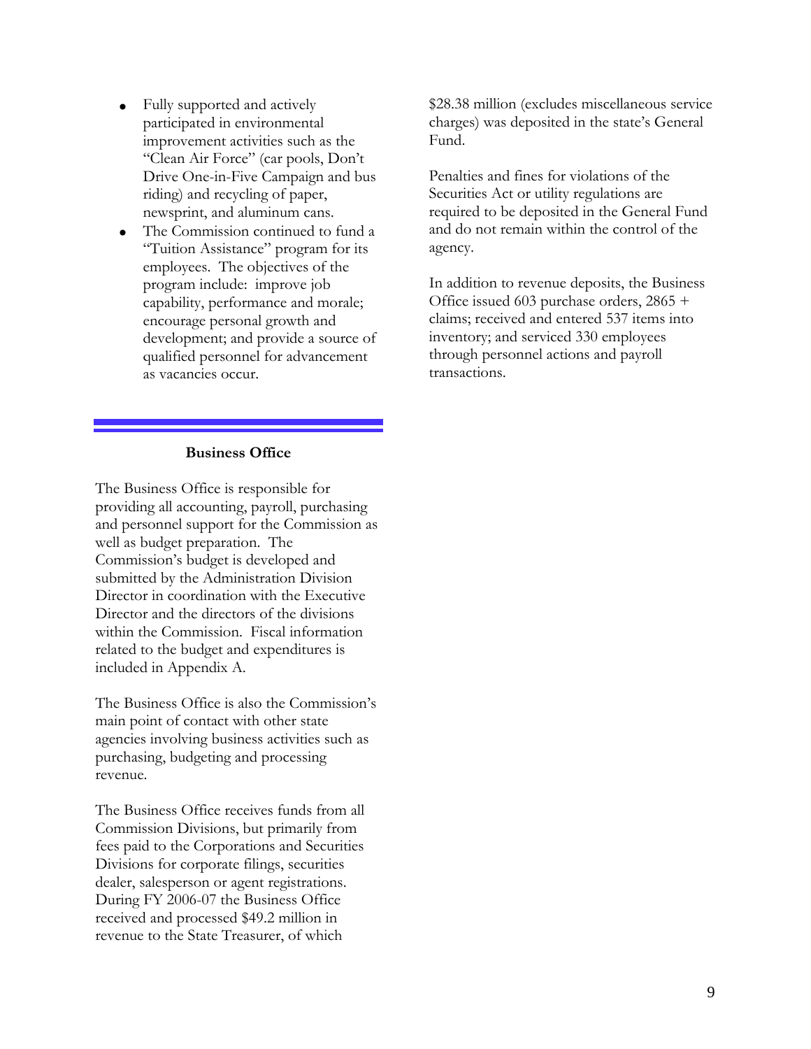- Fully supported and actively participated in environmental improvement activities such as the "Clean Air Force" (car pools, Don't Drive One-in-Five Campaign and bus riding) and recycling of paper, newsprint, and aluminum cans.
- The Commission continued to fund a "Tuition Assistance" program for its employees. The objectives of the program include: improve job capability, performance and morale; encourage personal growth and development; and provide a source of qualified personnel for advancement as vacancies occur.

## Business Office

The Business Office is responsible for providing all accounting, payroll, purchasing and personnel support for the Commission as well as budget preparation. The Commission's budget is developed and submitted by the Administration Division Director in coordination with the Executive Director and the directors of the divisions within the Commission. Fiscal information related to the budget and expenditures is included in Appendix A.

The Business Office is also the Commission's main point of contact with other state agencies involving business activities such as purchasing, budgeting and processing revenue.

The Business Office receives funds from all Commission Divisions, but primarily from fees paid to the Corporations and Securities Divisions for corporate filings, securities dealer, salesperson or agent registrations. During FY 2006-07 the Business Office received and processed $49.2 million in revenue to the State Treasurer, of which $28.38 million (excludes miscellaneous service charges) was deposited in the state's General Fund.

Penalties and fines for violations of the Securities Act or utility regulations are required to be deposited in the General Fund and do not remain within the control of the agency.

In addition to revenue deposits, the Business Office issued 603 purchase orders, 2865 + claims; received and entered 537 items into inventory; and serviced 330 employees through personnel actions and payroll transactions.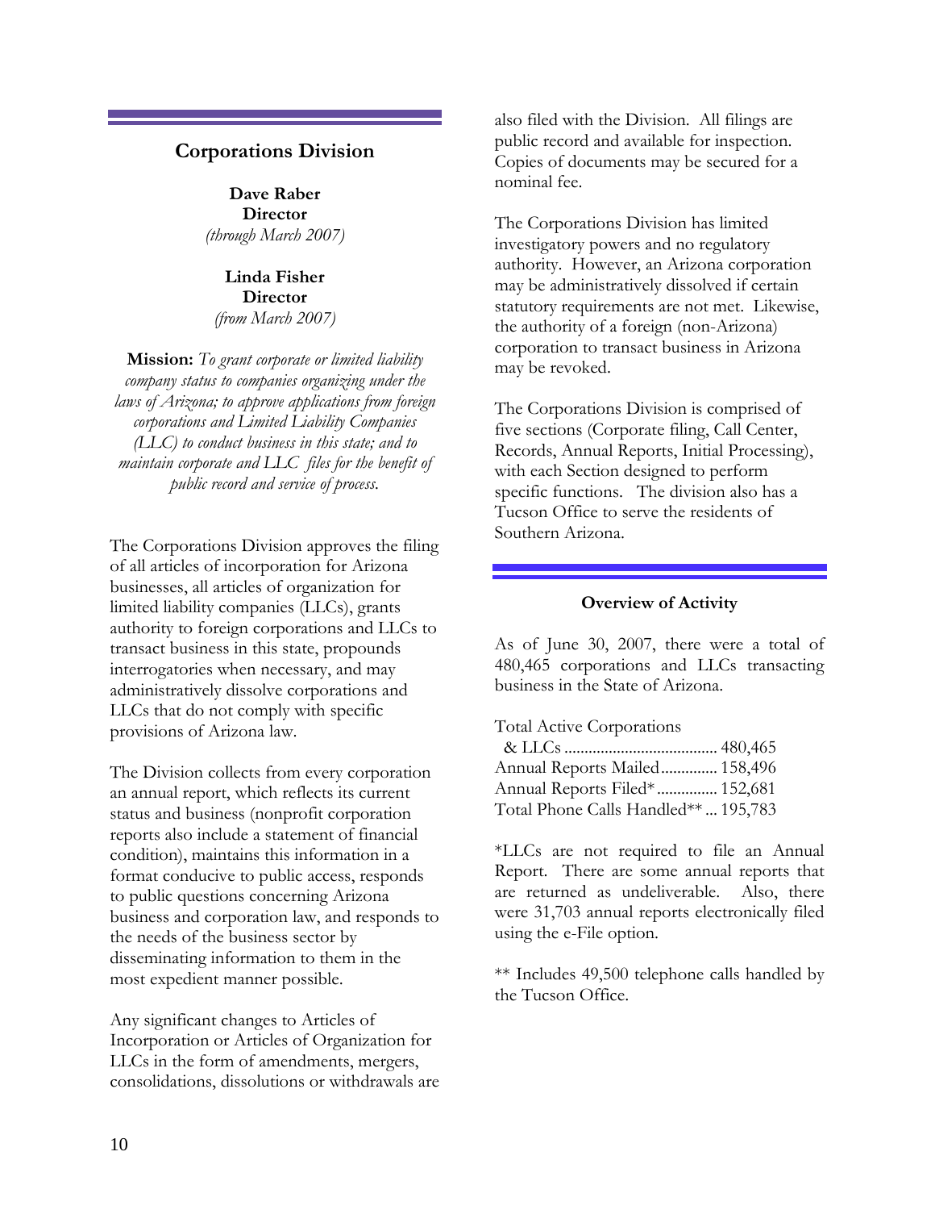## Corporations Division

**Dave Raber**
**Director**
*(through March 2007)*

**Linda Fisher**
**Director**
*(from March 2007)*

**Mission:** *To grant corporate or limited liability company status to companies organizing under the laws of Arizona; to approve applications from foreign corporations and Limited Liability Companies (LLC) to conduct business in this state; and to maintain corporate and LLC files for the benefit of public record and service of process.*

The Corporations Division approves the filing of all articles of incorporation for Arizona businesses, all articles of organization for limited liability companies (LLCs), grants authority to foreign corporations and LLCs to transact business in this state, propounds interrogatories when necessary, and may administratively dissolve corporations and LLCs that do not comply with specific provisions of Arizona law.

The Division collects from every corporation an annual report, which reflects its current status and business (nonprofit corporation reports also include a statement of financial condition), maintains this information in a format conducive to public access, responds to public questions concerning Arizona business and corporation law, and responds to the needs of the business sector by disseminating information to them in the most expedient manner possible.

Any significant changes to Articles of Incorporation or Articles of Organization for LLCs in the form of amendments, mergers, consolidations, dissolutions or withdrawals are also filed with the Division. All filings are public record and available for inspection. Copies of documents may be secured for a nominal fee.

The Corporations Division has limited investigatory powers and no regulatory authority. However, an Arizona corporation may be administratively dissolved if certain statutory requirements are not met. Likewise, the authority of a foreign (non-Arizona) corporation to transact business in Arizona may be revoked.

The Corporations Division is comprised of five sections (Corporate filing, Call Center, Records, Annual Reports, Initial Processing), with each Section designed to perform specific functions. The division also has a Tucson Office to serve the residents of Southern Arizona.

### Overview of Activity

As of June 30, 2007, there were a total of 480,465 corporations and LLCs transacting business in the State of Arizona.

Total Active Corporations & LLCs ...................................... 480,465
Annual Reports Mailed.............. 158,496
Annual Reports Filed*............... 152,681
Total Phone Calls Handled** ... 195,783

*LLCs are not required to file an Annual Report. There are some annual reports that are returned as undeliverable. Also, there were 31,703 annual reports electronically filed using the e-File option.

** Includes 49,500 telephone calls handled by the Tucson Office.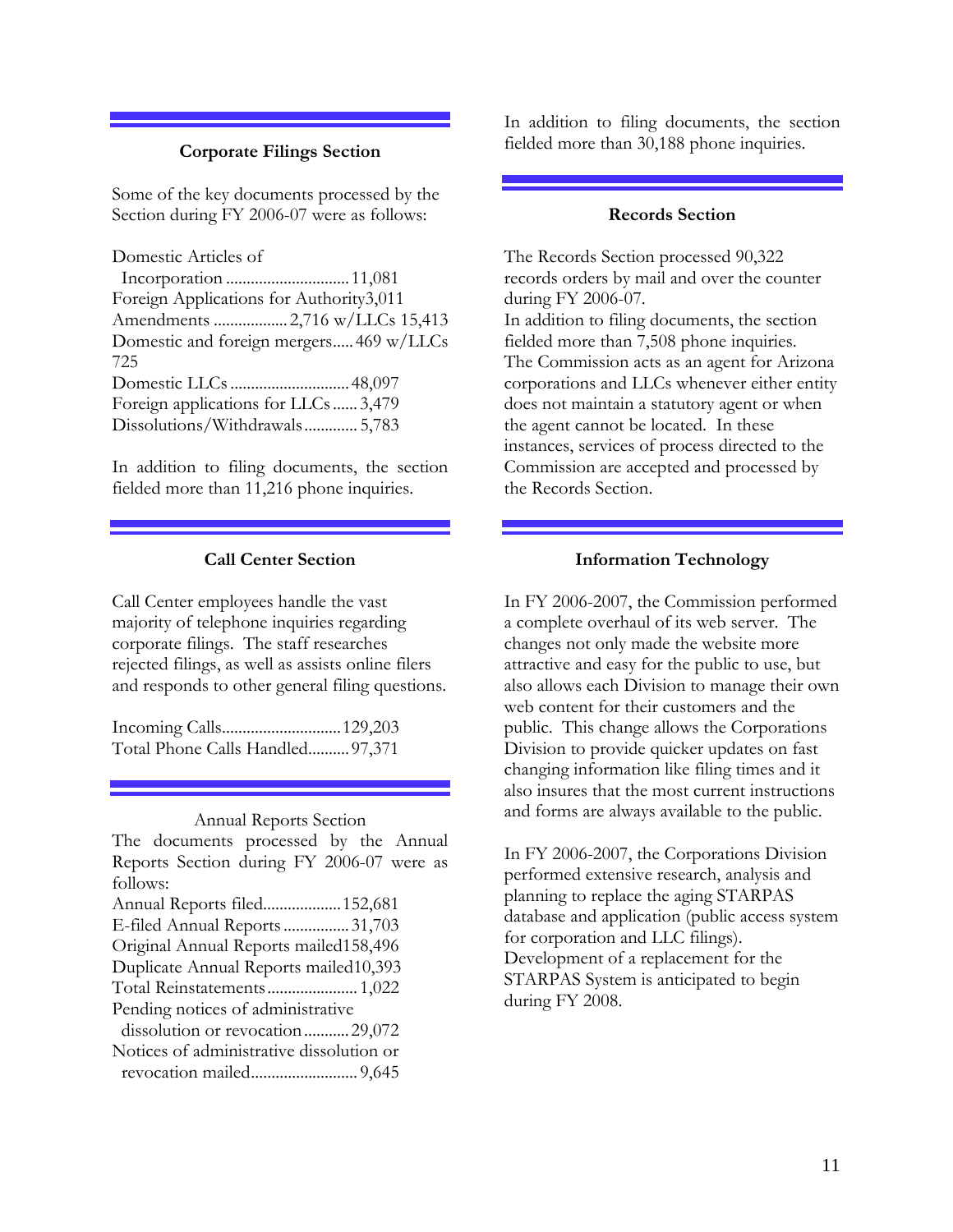## Corporate Filings Section

Some of the key documents processed by the Section during FY 2006-07 were as follows:

Domestic Articles of
  Incorporation ............................. 11,081
Foreign Applications for Authority3,011
Amendments ................. 2,716 w/LLCs 15,413
Domestic and foreign mergers..... 469 w/LLCs 725
Domestic LLCs ............................ 48,097
Foreign applications for LLCs ...... 3,479
Dissolutions/Withdrawals ............ 5,783

In addition to filing documents, the section fielded more than 11,216 phone inquiries.

## Call Center Section

Call Center employees handle the vast majority of telephone inquiries regarding corporate filings. The staff researches rejected filings, as well as assists online filers and responds to other general filing questions.

Incoming Calls............................ 129,203
Total Phone Calls Handled.......... 97,371

## Annual Reports Section

The documents processed by the Annual Reports Section during FY 2006-07 were as follows:

Annual Reports filed................... 152,681
E-filed Annual Reports ................ 31,703
Original Annual Reports mailed158,496
Duplicate Annual Reports mailed10,393
Total Reinstatements...................... 1,022
Pending notices of administrative
  dissolution or revocation ........... 29,072
Notices of administrative dissolution or
  revocation mailed.......................... 9,645

In addition to filing documents, the section fielded more than 30,188 phone inquiries.

## Records Section

The Records Section processed 90,322 records orders by mail and over the counter during FY 2006-07.

In addition to filing documents, the section fielded more than 7,508 phone inquiries.

The Commission acts as an agent for Arizona corporations and LLCs whenever either entity does not maintain a statutory agent or when the agent cannot be located. In these instances, services of process directed to the Commission are accepted and processed by the Records Section.

## Information Technology

In FY 2006-2007, the Commission performed a complete overhaul of its web server. The changes not only made the website more attractive and easy for the public to use, but also allows each Division to manage their own web content for their customers and the public. This change allows the Corporations Division to provide quicker updates on fast changing information like filing times and it also insures that the most current instructions and forms are always available to the public.

In FY 2006-2007, the Corporations Division performed extensive research, analysis and planning to replace the aging STARPAS database and application (public access system for corporation and LLC filings). Development of a replacement for the STARPAS System is anticipated to begin during FY 2008.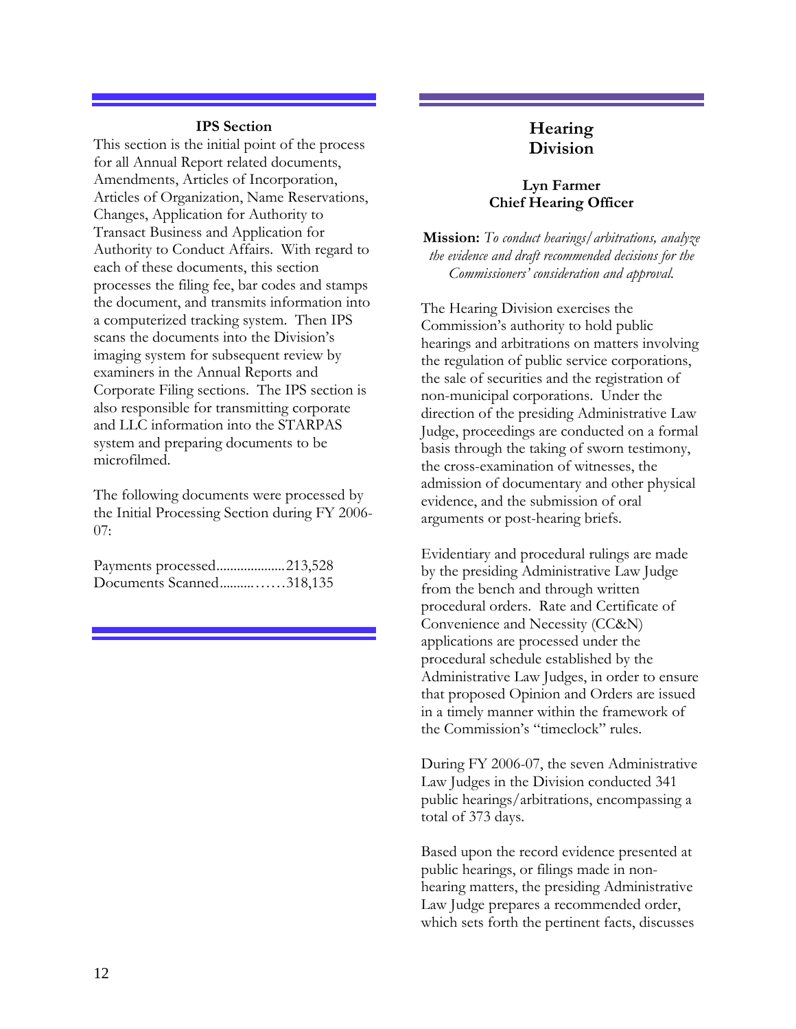### IPS Section

This section is the initial point of the process for all Annual Report related documents, Amendments, Articles of Incorporation, Articles of Organization, Name Reservations, Changes, Application for Authority to Transact Business and Application for Authority to Conduct Affairs. With regard to each of these documents, this section processes the filing fee, bar codes and stamps the document, and transmits information into a computerized tracking system. Then IPS scans the documents into the Division's imaging system for subsequent review by examiners in the Annual Reports and Corporate Filing sections. The IPS section is also responsible for transmitting corporate and LLC information into the STARPAS system and preparing documents to be microfilmed.

The following documents were processed by the Initial Processing Section during FY 2006-07:

Payments processed....................213,528
Documents Scanned..........……318,135

## Hearing Division

**Lyn Farmer**
**Chief Hearing Officer**

**Mission:** *To conduct hearings/arbitrations, analyze the evidence and draft recommended decisions for the Commissioners' consideration and approval.*

The Hearing Division exercises the Commission's authority to hold public hearings and arbitrations on matters involving the regulation of public service corporations, the sale of securities and the registration of non-municipal corporations. Under the direction of the presiding Administrative Law Judge, proceedings are conducted on a formal basis through the taking of sworn testimony, the cross-examination of witnesses, the admission of documentary and other physical evidence, and the submission of oral arguments or post-hearing briefs.

Evidentiary and procedural rulings are made by the presiding Administrative Law Judge from the bench and through written procedural orders. Rate and Certificate of Convenience and Necessity (CC&N) applications are processed under the procedural schedule established by the Administrative Law Judges, in order to ensure that proposed Opinion and Orders are issued in a timely manner within the framework of the Commission's "timeclock" rules.

During FY 2006-07, the seven Administrative Law Judges in the Division conducted 341 public hearings/arbitrations, encompassing a total of 373 days.

Based upon the record evidence presented at public hearings, or filings made in non-hearing matters, the presiding Administrative Law Judge prepares a recommended order, which sets forth the pertinent facts, discusses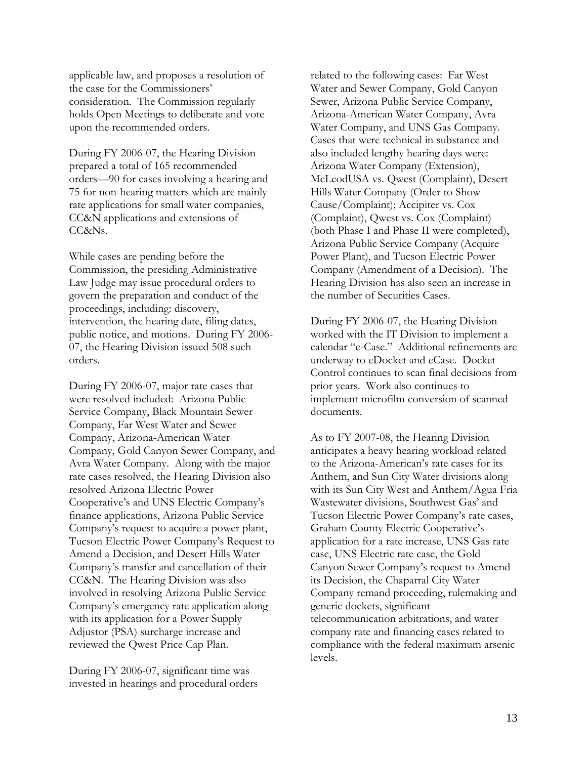applicable law, and proposes a resolution of the case for the Commissioners' consideration. The Commission regularly holds Open Meetings to deliberate and vote upon the recommended orders.

During FY 2006-07, the Hearing Division prepared a total of 165 recommended orders—90 for cases involving a hearing and 75 for non-hearing matters which are mainly rate applications for small water companies, CC&N applications and extensions of CC&Ns.

While cases are pending before the Commission, the presiding Administrative Law Judge may issue procedural orders to govern the preparation and conduct of the proceedings, including: discovery, intervention, the hearing date, filing dates, public notice, and motions. During FY 2006-07, the Hearing Division issued 508 such orders.

During FY 2006-07, major rate cases that were resolved included: Arizona Public Service Company, Black Mountain Sewer Company, Far West Water and Sewer Company, Arizona-American Water Company, Gold Canyon Sewer Company, and Avra Water Company. Along with the major rate cases resolved, the Hearing Division also resolved Arizona Electric Power Cooperative's and UNS Electric Company's finance applications, Arizona Public Service Company's request to acquire a power plant, Tucson Electric Power Company's Request to Amend a Decision, and Desert Hills Water Company's transfer and cancellation of their CC&N. The Hearing Division was also involved in resolving Arizona Public Service Company's emergency rate application along with its application for a Power Supply Adjustor (PSA) surcharge increase and reviewed the Qwest Price Cap Plan.

During FY 2006-07, significant time was invested in hearings and procedural orders related to the following cases: Far West Water and Sewer Company, Gold Canyon Sewer, Arizona Public Service Company, Arizona-American Water Company, Avra Water Company, and UNS Gas Company. Cases that were technical in substance and also included lengthy hearing days were: Arizona Water Company (Extension), McLeodUSA vs. Qwest (Complaint), Desert Hills Water Company (Order to Show Cause/Complaint); Accipiter vs. Cox (Complaint), Qwest vs. Cox (Complaint) (both Phase I and Phase II were completed), Arizona Public Service Company (Acquire Power Plant), and Tucson Electric Power Company (Amendment of a Decision). The Hearing Division has also seen an increase in the number of Securities Cases.

During FY 2006-07, the Hearing Division worked with the IT Division to implement a calendar "e-Case." Additional refinements are underway to eDocket and eCase. Docket Control continues to scan final decisions from prior years. Work also continues to implement microfilm conversion of scanned documents.

As to FY 2007-08, the Hearing Division anticipates a heavy hearing workload related to the Arizona-American's rate cases for its Anthem, and Sun City Water divisions along with its Sun City West and Anthem/Agua Fria Wastewater divisions, Southwest Gas' and Tucson Electric Power Company's rate cases, Graham County Electric Cooperative's application for a rate increase, UNS Gas rate case, UNS Electric rate case, the Gold Canyon Sewer Company's request to Amend its Decision, the Chaparral City Water Company remand proceeding, rulemaking and generic dockets, significant telecommunication arbitrations, and water company rate and financing cases related to compliance with the federal maximum arsenic levels.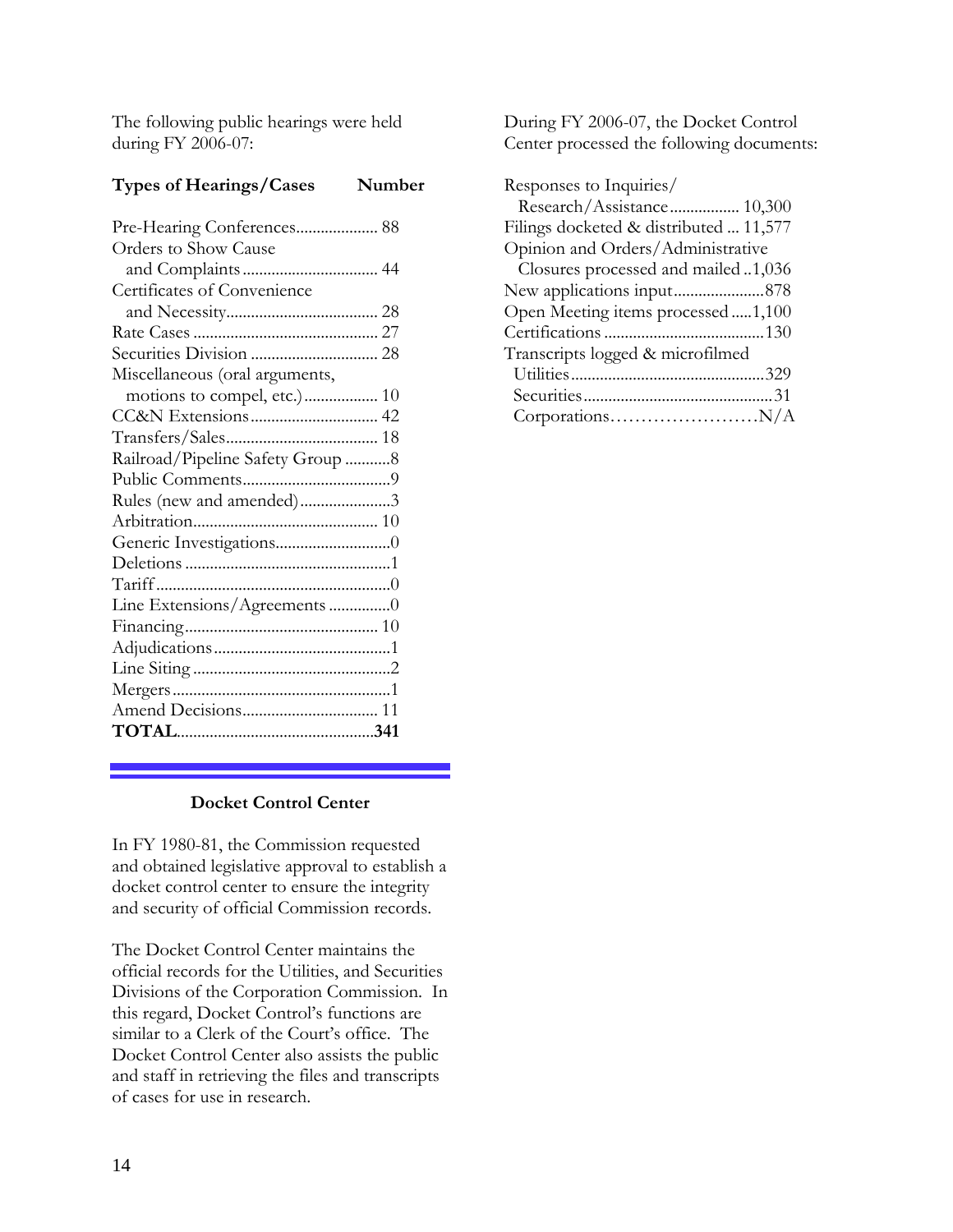The following public hearings were held during FY 2006-07:

| Types of Hearings/Cases | Number |
| --- | --- |
| Pre-Hearing Conferences | 88 |
| Orders to Show Cause and Complaints | 44 |
| Certificates of Convenience and Necessity | 28 |
| Rate Cases | 27 |
| Securities Division | 28 |
| Miscellaneous (oral arguments, motions to compel, etc.) | 10 |
| CC&N Extensions | 42 |
| Transfers/Sales | 18 |
| Railroad/Pipeline Safety Group | 8 |
| Public Comments | 9 |
| Rules (new and amended) | 3 |
| Arbitration | 10 |
| Generic Investigations | 0 |
| Deletions | 1 |
| Tariff | 0 |
| Line Extensions/Agreements | 0 |
| Financing | 10 |
| Adjudications | 1 |
| Line Siting | 2 |
| Mergers | 1 |
| Amend Decisions | 11 |
| **TOTAL** | **341** |

### Docket Control Center

In FY 1980-81, the Commission requested and obtained legislative approval to establish a docket control center to ensure the integrity and security of official Commission records.

The Docket Control Center maintains the official records for the Utilities, and Securities Divisions of the Corporation Commission. In this regard, Docket Control's functions are similar to a Clerk of the Court's office. The Docket Control Center also assists the public and staff in retrieving the files and transcripts of cases for use in research.

During FY 2006-07, the Docket Control Center processed the following documents:

| Document | Number |
| --- | --- |
| Responses to Inquiries/ Research/Assistance | 10,300 |
| Filings docketed & distributed | 11,577 |
| Opinion and Orders/Administrative Closures processed and mailed | 1,036 |
| New applications input | 878 |
| Open Meeting items processed | 1,100 |
| Certifications | 130 |
| Transcripts logged & microfilmed | |
| Utilities | 329 |
| Securities | 31 |
| Corporations | N/A |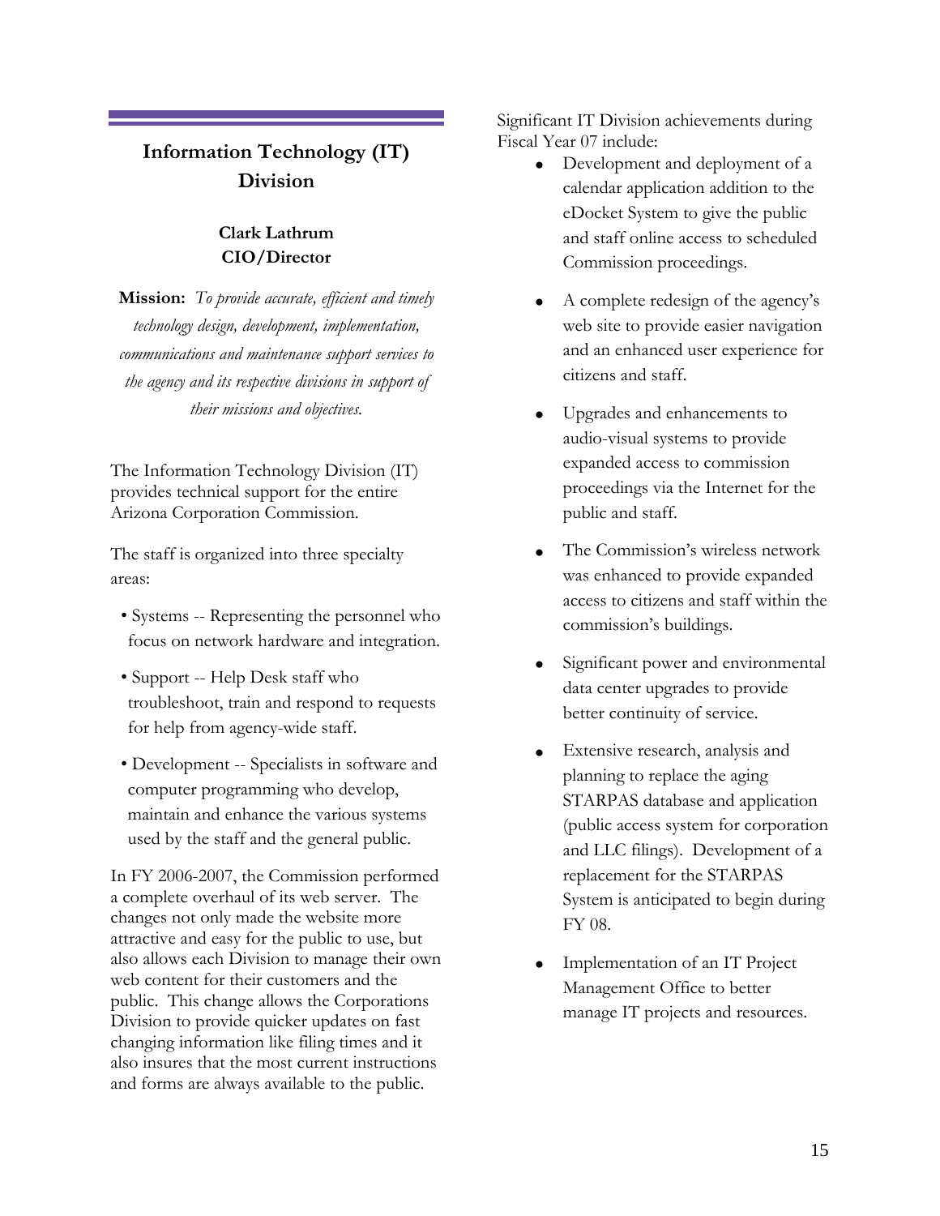## Information Technology (IT) Division

**Clark Lathrum**
**CIO/Director**

**Mission:** *To provide accurate, efficient and timely technology design, development, implementation, communications and maintenance support services to the agency and its respective divisions in support of their missions and objectives.*

The Information Technology Division (IT) provides technical support for the entire Arizona Corporation Commission.

The staff is organized into three specialty areas:

- Systems -- Representing the personnel who focus on network hardware and integration.
- Support -- Help Desk staff who troubleshoot, train and respond to requests for help from agency-wide staff.
- Development -- Specialists in software and computer programming who develop, maintain and enhance the various systems used by the staff and the general public.

In FY 2006-2007, the Commission performed a complete overhaul of its web server. The changes not only made the website more attractive and easy for the public to use, but also allows each Division to manage their own web content for their customers and the public. This change allows the Corporations Division to provide quicker updates on fast changing information like filing times and it also insures that the most current instructions and forms are always available to the public.

Significant IT Division achievements during Fiscal Year 07 include:

- Development and deployment of a calendar application addition to the eDocket System to give the public and staff online access to scheduled Commission proceedings.
- A complete redesign of the agency's web site to provide easier navigation and an enhanced user experience for citizens and staff.
- Upgrades and enhancements to audio-visual systems to provide expanded access to commission proceedings via the Internet for the public and staff.
- The Commission's wireless network was enhanced to provide expanded access to citizens and staff within the commission's buildings.
- Significant power and environmental data center upgrades to provide better continuity of service.
- Extensive research, analysis and planning to replace the aging STARPAS database and application (public access system for corporation and LLC filings). Development of a replacement for the STARPAS System is anticipated to begin during FY 08.
- Implementation of an IT Project Management Office to better manage IT projects and resources.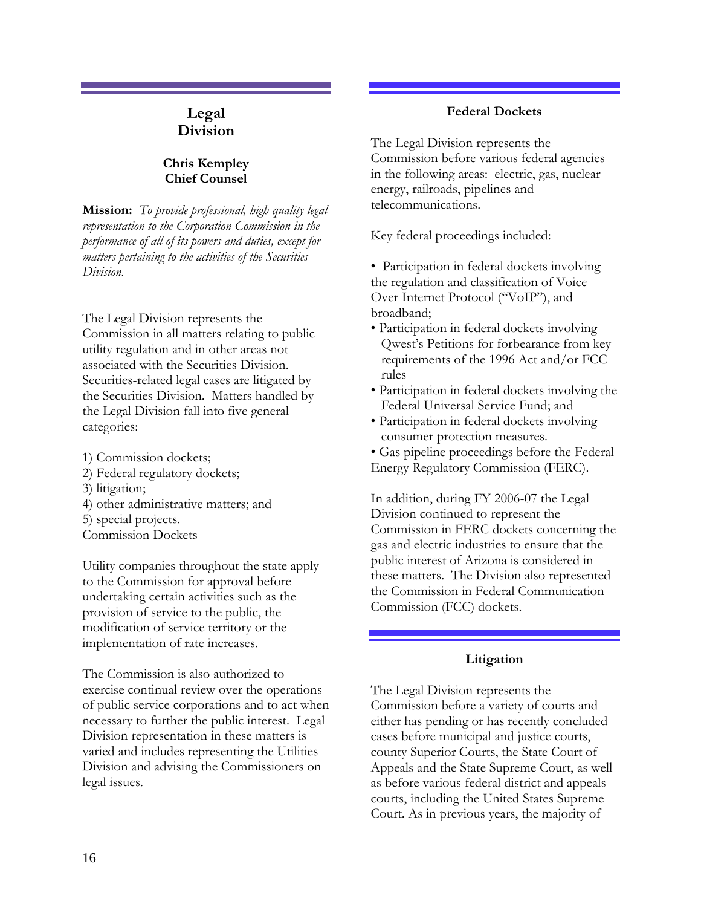## Legal Division

**Chris Kempley**
**Chief Counsel**

**Mission:** *To provide professional, high quality legal representation to the Corporation Commission in the performance of all of its powers and duties, except for matters pertaining to the activities of the Securities Division.*

The Legal Division represents the Commission in all matters relating to public utility regulation and in other areas not associated with the Securities Division. Securities-related legal cases are litigated by the Securities Division. Matters handled by the Legal Division fall into five general categories:

1) Commission dockets;
2) Federal regulatory dockets;
3) litigation;
4) other administrative matters; and
5) special projects.

Commission Dockets

Utility companies throughout the state apply to the Commission for approval before undertaking certain activities such as the provision of service to the public, the modification of service territory or the implementation of rate increases.

The Commission is also authorized to exercise continual review over the operations of public service corporations and to act when necessary to further the public interest. Legal Division representation in these matters is varied and includes representing the Utilities Division and advising the Commissioners on legal issues.

### Federal Dockets

The Legal Division represents the Commission before various federal agencies in the following areas: electric, gas, nuclear energy, railroads, pipelines and telecommunications.

Key federal proceedings included:

- Participation in federal dockets involving the regulation and classification of Voice Over Internet Protocol ("VoIP"), and broadband;
- Participation in federal dockets involving Qwest's Petitions for forbearance from key requirements of the 1996 Act and/or FCC rules
- Participation in federal dockets involving the Federal Universal Service Fund; and
- Participation in federal dockets involving consumer protection measures.
- Gas pipeline proceedings before the Federal Energy Regulatory Commission (FERC).

In addition, during FY 2006-07 the Legal Division continued to represent the Commission in FERC dockets concerning the gas and electric industries to ensure that the public interest of Arizona is considered in these matters. The Division also represented the Commission in Federal Communication Commission (FCC) dockets.

### Litigation

The Legal Division represents the Commission before a variety of courts and either has pending or has recently concluded cases before municipal and justice courts, county Superior Courts, the State Court of Appeals and the State Supreme Court, as well as before various federal district and appeals courts, including the United States Supreme Court. As in previous years, the majority of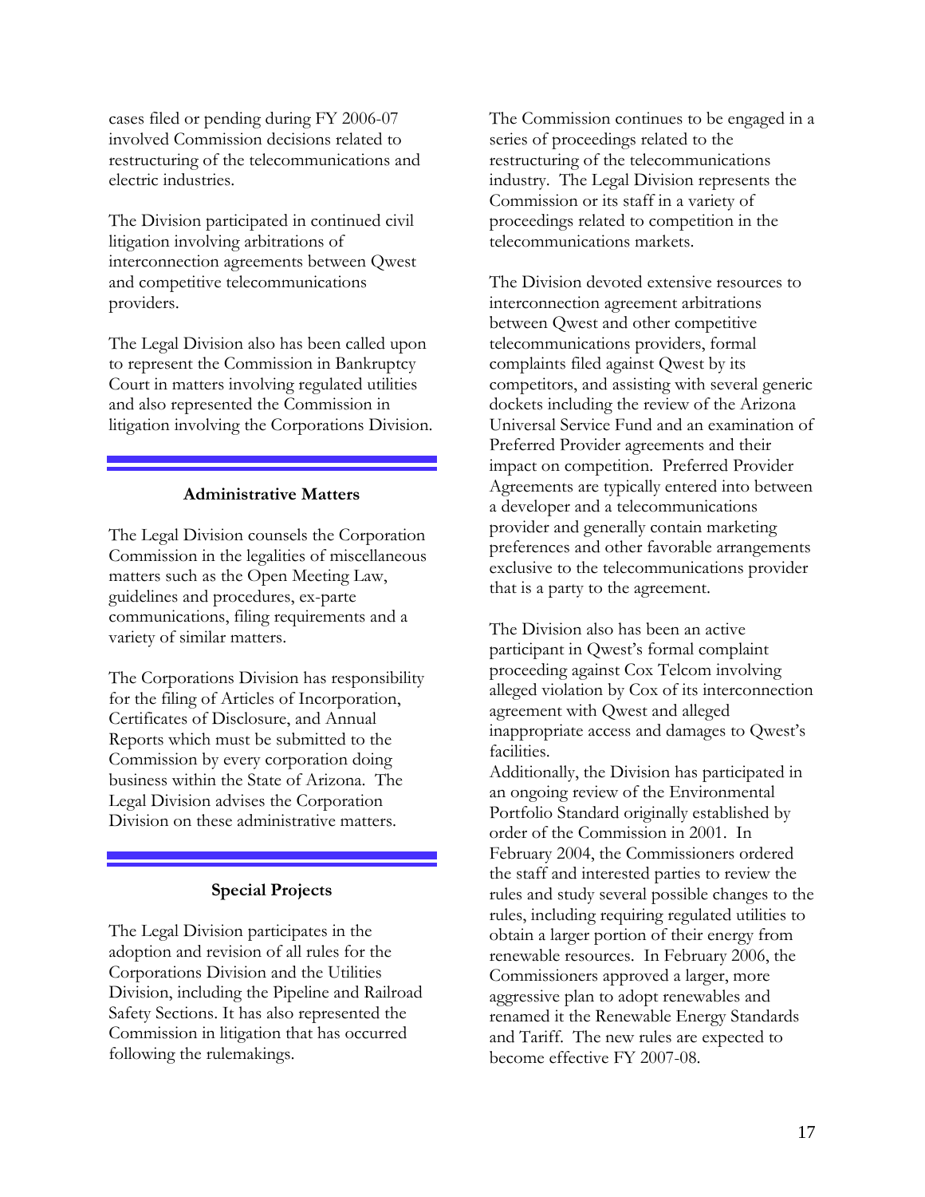cases filed or pending during FY 2006-07 involved Commission decisions related to restructuring of the telecommunications and electric industries.

The Division participated in continued civil litigation involving arbitrations of interconnection agreements between Qwest and competitive telecommunications providers.

The Legal Division also has been called upon to represent the Commission in Bankruptcy Court in matters involving regulated utilities and also represented the Commission in litigation involving the Corporations Division.

## Administrative Matters

The Legal Division counsels the Corporation Commission in the legalities of miscellaneous matters such as the Open Meeting Law, guidelines and procedures, ex-parte communications, filing requirements and a variety of similar matters.

The Corporations Division has responsibility for the filing of Articles of Incorporation, Certificates of Disclosure, and Annual Reports which must be submitted to the Commission by every corporation doing business within the State of Arizona. The Legal Division advises the Corporation Division on these administrative matters.

## Special Projects

The Legal Division participates in the adoption and revision of all rules for the Corporations Division and the Utilities Division, including the Pipeline and Railroad Safety Sections. It has also represented the Commission in litigation that has occurred following the rulemakings.

The Commission continues to be engaged in a series of proceedings related to the restructuring of the telecommunications industry. The Legal Division represents the Commission or its staff in a variety of proceedings related to competition in the telecommunications markets.

The Division devoted extensive resources to interconnection agreement arbitrations between Qwest and other competitive telecommunications providers, formal complaints filed against Qwest by its competitors, and assisting with several generic dockets including the review of the Arizona Universal Service Fund and an examination of Preferred Provider agreements and their impact on competition. Preferred Provider Agreements are typically entered into between a developer and a telecommunications provider and generally contain marketing preferences and other favorable arrangements exclusive to the telecommunications provider that is a party to the agreement.

The Division also has been an active participant in Qwest's formal complaint proceeding against Cox Telcom involving alleged violation by Cox of its interconnection agreement with Qwest and alleged inappropriate access and damages to Qwest's facilities.

Additionally, the Division has participated in an ongoing review of the Environmental Portfolio Standard originally established by order of the Commission in 2001. In February 2004, the Commissioners ordered the staff and interested parties to review the rules and study several possible changes to the rules, including requiring regulated utilities to obtain a larger portion of their energy from renewable resources. In February 2006, the Commissioners approved a larger, more aggressive plan to adopt renewables and renamed it the Renewable Energy Standards and Tariff. The new rules are expected to become effective FY 2007-08.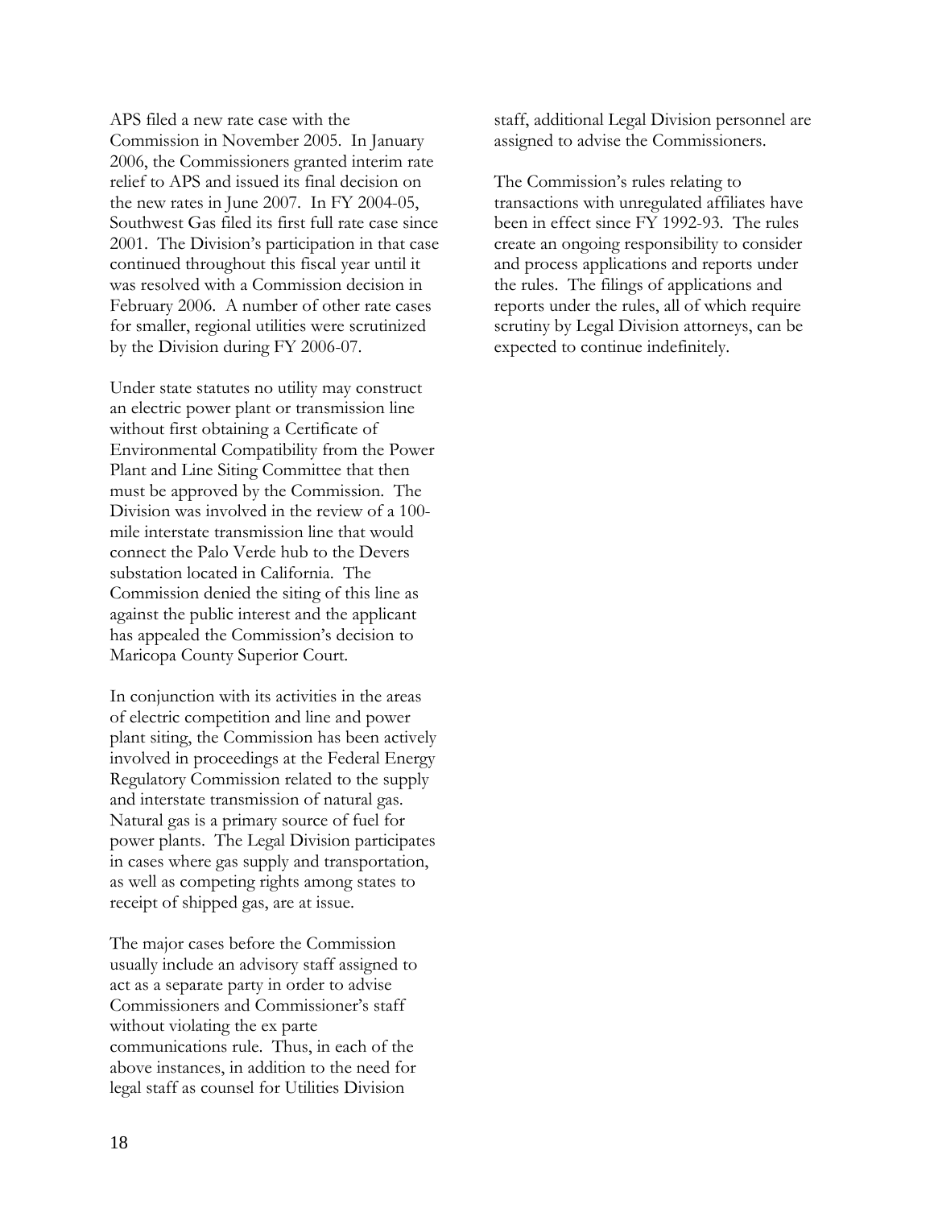APS filed a new rate case with the Commission in November 2005. In January 2006, the Commissioners granted interim rate relief to APS and issued its final decision on the new rates in June 2007. In FY 2004-05, Southwest Gas filed its first full rate case since 2001. The Division's participation in that case continued throughout this fiscal year until it was resolved with a Commission decision in February 2006. A number of other rate cases for smaller, regional utilities were scrutinized by the Division during FY 2006-07.

Under state statutes no utility may construct an electric power plant or transmission line without first obtaining a Certificate of Environmental Compatibility from the Power Plant and Line Siting Committee that then must be approved by the Commission. The Division was involved in the review of a 100-mile interstate transmission line that would connect the Palo Verde hub to the Devers substation located in California. The Commission denied the siting of this line as against the public interest and the applicant has appealed the Commission's decision to Maricopa County Superior Court.

In conjunction with its activities in the areas of electric competition and line and power plant siting, the Commission has been actively involved in proceedings at the Federal Energy Regulatory Commission related to the supply and interstate transmission of natural gas. Natural gas is a primary source of fuel for power plants. The Legal Division participates in cases where gas supply and transportation, as well as competing rights among states to receipt of shipped gas, are at issue.

The major cases before the Commission usually include an advisory staff assigned to act as a separate party in order to advise Commissioners and Commissioner's staff without violating the ex parte communications rule. Thus, in each of the above instances, in addition to the need for legal staff as counsel for Utilities Division staff, additional Legal Division personnel are assigned to advise the Commissioners.

The Commission's rules relating to transactions with unregulated affiliates have been in effect since FY 1992-93. The rules create an ongoing responsibility to consider and process applications and reports under the rules. The filings of applications and reports under the rules, all of which require scrutiny by Legal Division attorneys, can be expected to continue indefinitely.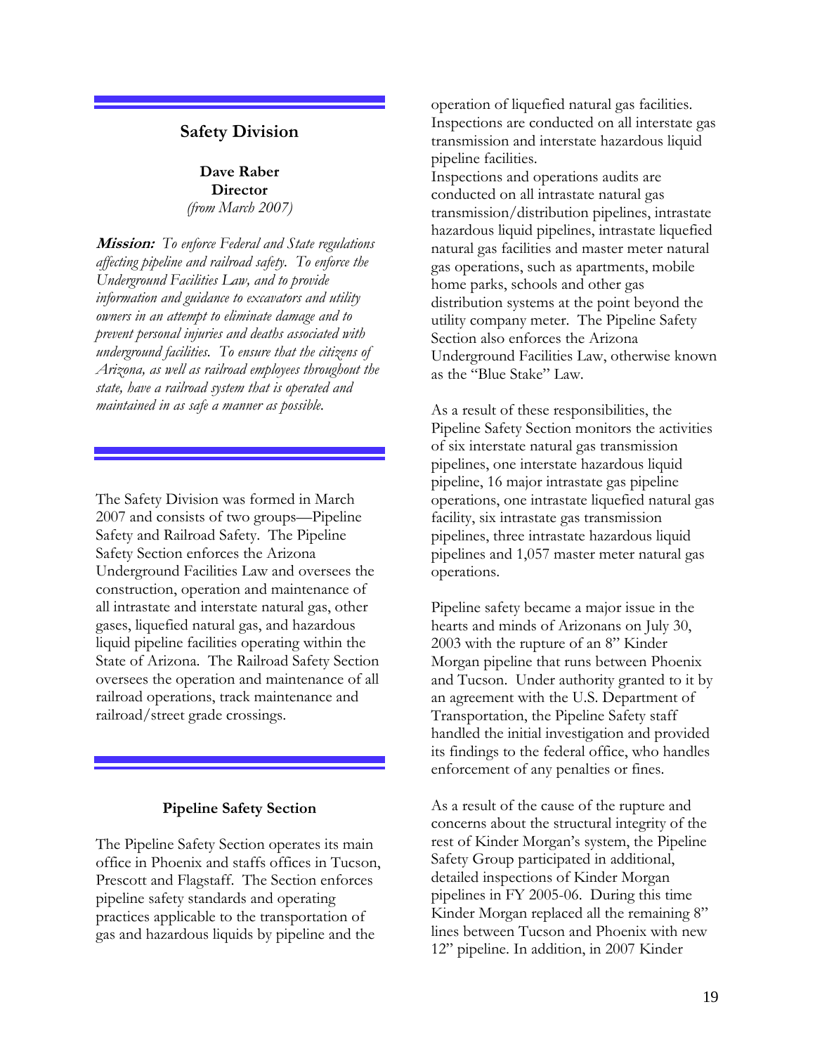## Safety Division

**Dave Raber**
**Director**
*(from March 2007)*

***Mission:*** *To enforce Federal and State regulations affecting pipeline and railroad safety. To enforce the Underground Facilities Law, and to provide information and guidance to excavators and utility owners in an attempt to eliminate damage and to prevent personal injuries and deaths associated with underground facilities. To ensure that the citizens of Arizona, as well as railroad employees throughout the state, have a railroad system that is operated and maintained in as safe a manner as possible.*

The Safety Division was formed in March 2007 and consists of two groups—Pipeline Safety and Railroad Safety. The Pipeline Safety Section enforces the Arizona Underground Facilities Law and oversees the construction, operation and maintenance of all intrastate and interstate natural gas, other gases, liquefied natural gas, and hazardous liquid pipeline facilities operating within the State of Arizona. The Railroad Safety Section oversees the operation and maintenance of all railroad operations, track maintenance and railroad/street grade crossings.

### Pipeline Safety Section

The Pipeline Safety Section operates its main office in Phoenix and staffs offices in Tucson, Prescott and Flagstaff. The Section enforces pipeline safety standards and operating practices applicable to the transportation of gas and hazardous liquids by pipeline and the operation of liquefied natural gas facilities. Inspections are conducted on all interstate gas transmission and interstate hazardous liquid pipeline facilities.

Inspections and operations audits are conducted on all intrastate natural gas transmission/distribution pipelines, intrastate hazardous liquid pipelines, intrastate liquefied natural gas facilities and master meter natural gas operations, such as apartments, mobile home parks, schools and other gas distribution systems at the point beyond the utility company meter. The Pipeline Safety Section also enforces the Arizona Underground Facilities Law, otherwise known as the "Blue Stake" Law.

As a result of these responsibilities, the Pipeline Safety Section monitors the activities of six interstate natural gas transmission pipelines, one interstate hazardous liquid pipeline, 16 major intrastate gas pipeline operations, one intrastate liquefied natural gas facility, six intrastate gas transmission pipelines, three intrastate hazardous liquid pipelines and 1,057 master meter natural gas operations.

Pipeline safety became a major issue in the hearts and minds of Arizonans on July 30, 2003 with the rupture of an 8" Kinder Morgan pipeline that runs between Phoenix and Tucson. Under authority granted to it by an agreement with the U.S. Department of Transportation, the Pipeline Safety staff handled the initial investigation and provided its findings to the federal office, who handles enforcement of any penalties or fines.

As a result of the cause of the rupture and concerns about the structural integrity of the rest of Kinder Morgan's system, the Pipeline Safety Group participated in additional, detailed inspections of Kinder Morgan pipelines in FY 2005-06. During this time Kinder Morgan replaced all the remaining 8" lines between Tucson and Phoenix with new 12" pipeline. In addition, in 2007 Kinder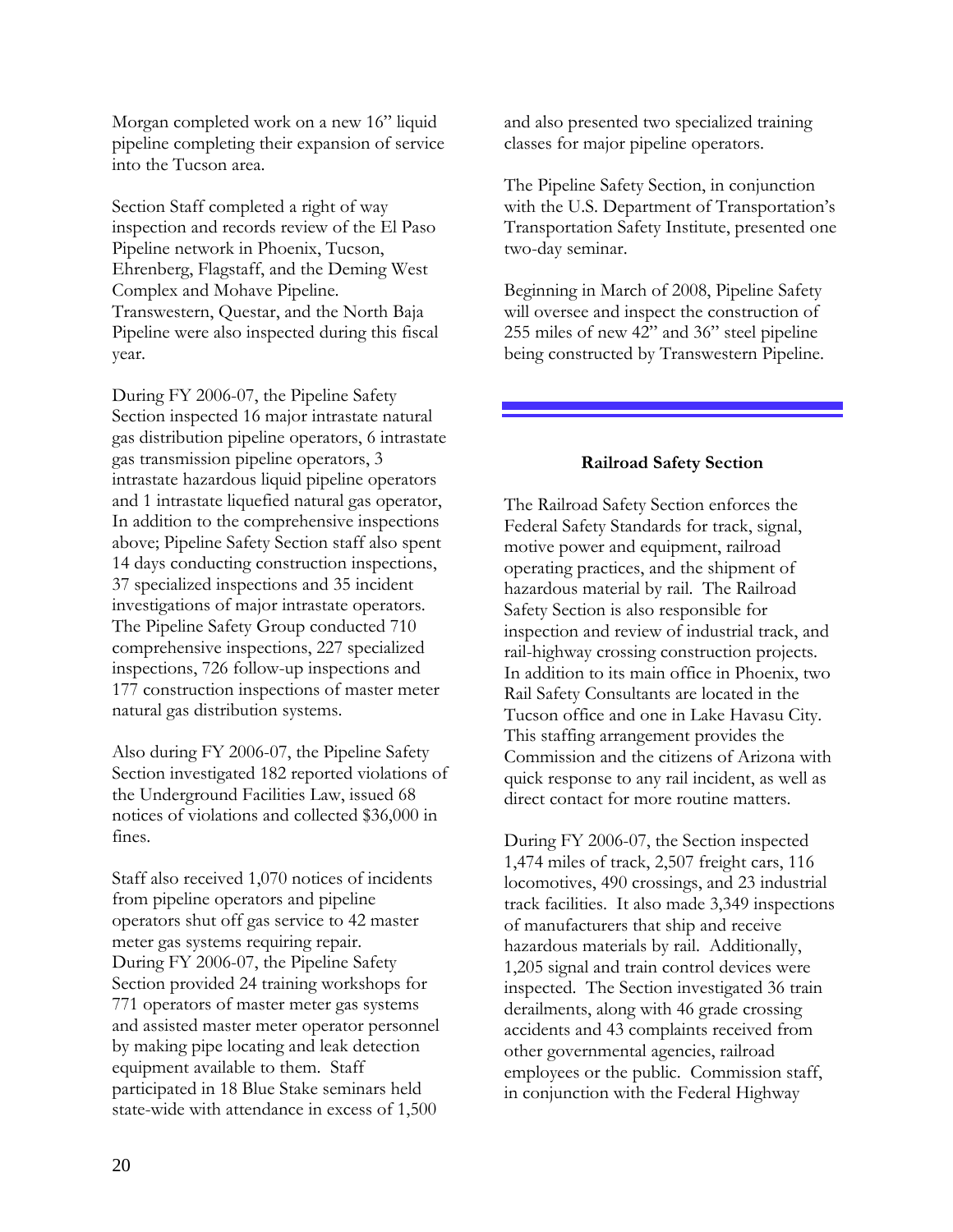Morgan completed work on a new 16" liquid pipeline completing their expansion of service into the Tucson area.

Section Staff completed a right of way inspection and records review of the El Paso Pipeline network in Phoenix, Tucson, Ehrenberg, Flagstaff, and the Deming West Complex and Mohave Pipeline. Transwestern, Questar, and the North Baja Pipeline were also inspected during this fiscal year.

During FY 2006-07, the Pipeline Safety Section inspected 16 major intrastate natural gas distribution pipeline operators, 6 intrastate gas transmission pipeline operators, 3 intrastate hazardous liquid pipeline operators and 1 intrastate liquefied natural gas operator, In addition to the comprehensive inspections above; Pipeline Safety Section staff also spent 14 days conducting construction inspections, 37 specialized inspections and 35 incident investigations of major intrastate operators. The Pipeline Safety Group conducted 710 comprehensive inspections, 227 specialized inspections, 726 follow-up inspections and 177 construction inspections of master meter natural gas distribution systems.

Also during FY 2006-07, the Pipeline Safety Section investigated 182 reported violations of the Underground Facilities Law, issued 68 notices of violations and collected $36,000 in fines.

Staff also received 1,070 notices of incidents from pipeline operators and pipeline operators shut off gas service to 42 master meter gas systems requiring repair. During FY 2006-07, the Pipeline Safety Section provided 24 training workshops for 771 operators of master meter gas systems and assisted master meter operator personnel by making pipe locating and leak detection equipment available to them. Staff participated in 18 Blue Stake seminars held state-wide with attendance in excess of 1,500 and also presented two specialized training classes for major pipeline operators.

The Pipeline Safety Section, in conjunction with the U.S. Department of Transportation's Transportation Safety Institute, presented one two-day seminar.

Beginning in March of 2008, Pipeline Safety will oversee and inspect the construction of 255 miles of new 42" and 36" steel pipeline being constructed by Transwestern Pipeline.

## Railroad Safety Section

The Railroad Safety Section enforces the Federal Safety Standards for track, signal, motive power and equipment, railroad operating practices, and the shipment of hazardous material by rail. The Railroad Safety Section is also responsible for inspection and review of industrial track, and rail-highway crossing construction projects. In addition to its main office in Phoenix, two Rail Safety Consultants are located in the Tucson office and one in Lake Havasu City. This staffing arrangement provides the Commission and the citizens of Arizona with quick response to any rail incident, as well as direct contact for more routine matters.

During FY 2006-07, the Section inspected 1,474 miles of track, 2,507 freight cars, 116 locomotives, 490 crossings, and 23 industrial track facilities. It also made 3,349 inspections of manufacturers that ship and receive hazardous materials by rail. Additionally, 1,205 signal and train control devices were inspected. The Section investigated 36 train derailments, along with 46 grade crossing accidents and 43 complaints received from other governmental agencies, railroad employees or the public. Commission staff, in conjunction with the Federal Highway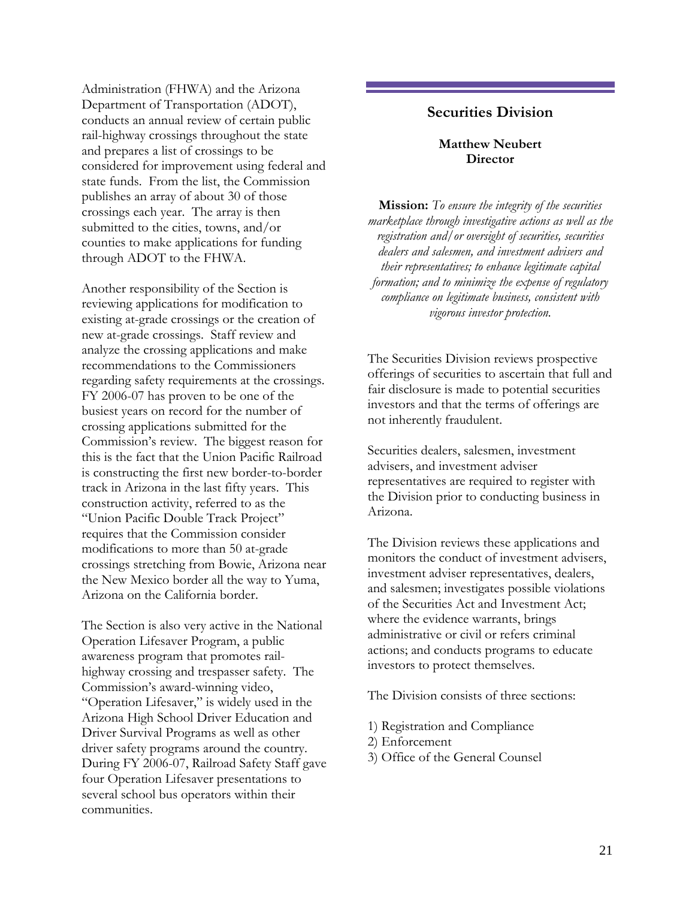Administration (FHWA) and the Arizona Department of Transportation (ADOT), conducts an annual review of certain public rail-highway crossings throughout the state and prepares a list of crossings to be considered for improvement using federal and state funds. From the list, the Commission publishes an array of about 30 of those crossings each year. The array is then submitted to the cities, towns, and/or counties to make applications for funding through ADOT to the FHWA.

Another responsibility of the Section is reviewing applications for modification to existing at-grade crossings or the creation of new at-grade crossings. Staff review and analyze the crossing applications and make recommendations to the Commissioners regarding safety requirements at the crossings. FY 2006-07 has proven to be one of the busiest years on record for the number of crossing applications submitted for the Commission's review. The biggest reason for this is the fact that the Union Pacific Railroad is constructing the first new border-to-border track in Arizona in the last fifty years. This construction activity, referred to as the "Union Pacific Double Track Project" requires that the Commission consider modifications to more than 50 at-grade crossings stretching from Bowie, Arizona near the New Mexico border all the way to Yuma, Arizona on the California border.

The Section is also very active in the National Operation Lifesaver Program, a public awareness program that promotes rail-highway crossing and trespasser safety. The Commission's award-winning video, "Operation Lifesaver," is widely used in the Arizona High School Driver Education and Driver Survival Programs as well as other driver safety programs around the country. During FY 2006-07, Railroad Safety Staff gave four Operation Lifesaver presentations to several school bus operators within their communities.

## Securities Division

**Matthew Neubert**
**Director**

**Mission:** *To ensure the integrity of the securities marketplace through investigative actions as well as the registration and/or oversight of securities, securities dealers and salesmen, and investment advisers and their representatives; to enhance legitimate capital formation; and to minimize the expense of regulatory compliance on legitimate business, consistent with vigorous investor protection.*

The Securities Division reviews prospective offerings of securities to ascertain that full and fair disclosure is made to potential securities investors and that the terms of offerings are not inherently fraudulent.

Securities dealers, salesmen, investment advisers, and investment adviser representatives are required to register with the Division prior to conducting business in Arizona.

The Division reviews these applications and monitors the conduct of investment advisers, investment adviser representatives, dealers, and salesmen; investigates possible violations of the Securities Act and Investment Act; where the evidence warrants, brings administrative or civil or refers criminal actions; and conducts programs to educate investors to protect themselves.

The Division consists of three sections:

1) Registration and Compliance
2) Enforcement
3) Office of the General Counsel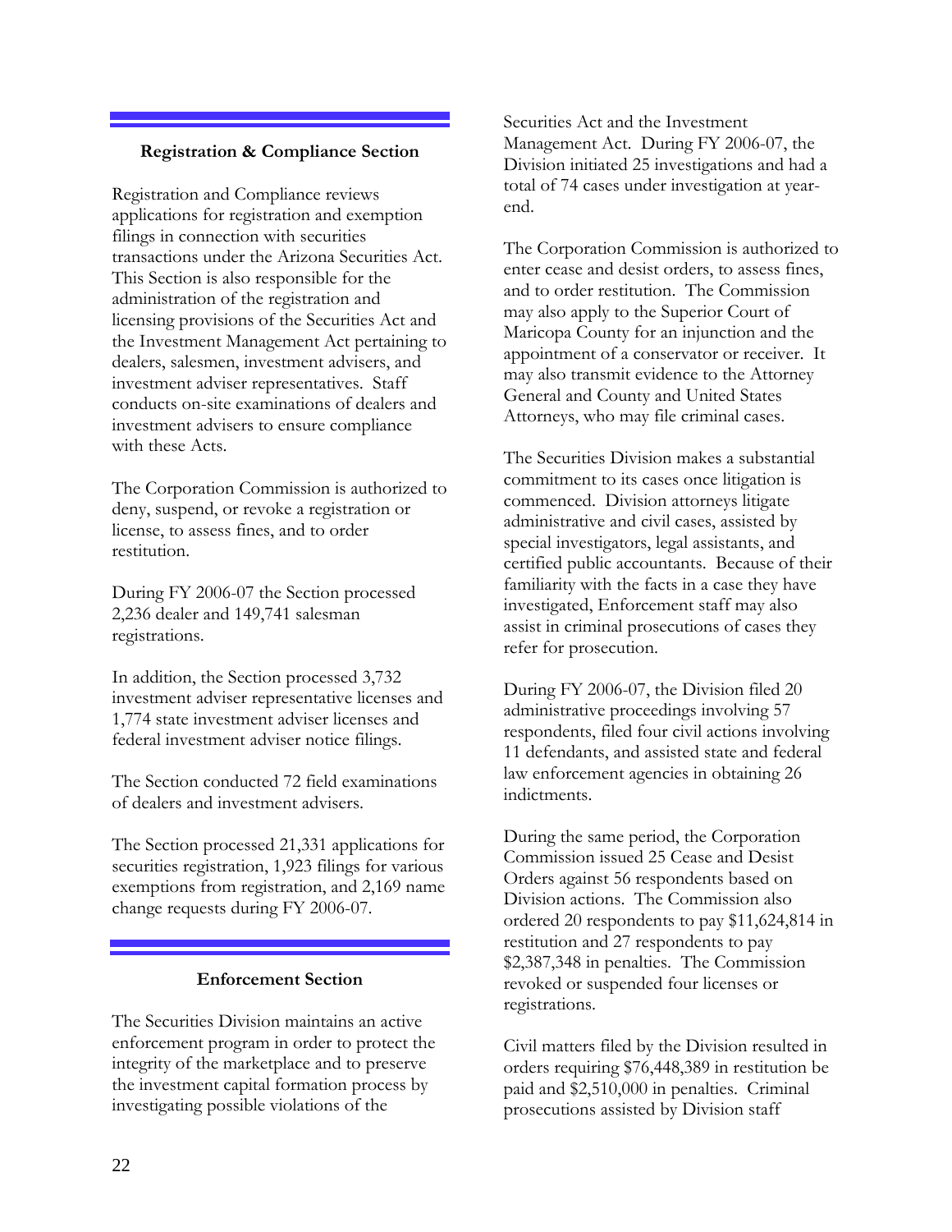## Registration & Compliance Section

Registration and Compliance reviews applications for registration and exemption filings in connection with securities transactions under the Arizona Securities Act. This Section is also responsible for the administration of the registration and licensing provisions of the Securities Act and the Investment Management Act pertaining to dealers, salesmen, investment advisers, and investment adviser representatives. Staff conducts on-site examinations of dealers and investment advisers to ensure compliance with these Acts.

The Corporation Commission is authorized to deny, suspend, or revoke a registration or license, to assess fines, and to order restitution.

During FY 2006-07 the Section processed 2,236 dealer and 149,741 salesman registrations.

In addition, the Section processed 3,732 investment adviser representative licenses and 1,774 state investment adviser licenses and federal investment adviser notice filings.

The Section conducted 72 field examinations of dealers and investment advisers.

The Section processed 21,331 applications for securities registration, 1,923 filings for various exemptions from registration, and 2,169 name change requests during FY 2006-07.

## Enforcement Section

The Securities Division maintains an active enforcement program in order to protect the integrity of the marketplace and to preserve the investment capital formation process by investigating possible violations of the Securities Act and the Investment Management Act. During FY 2006-07, the Division initiated 25 investigations and had a total of 74 cases under investigation at year-end.

The Corporation Commission is authorized to enter cease and desist orders, to assess fines, and to order restitution. The Commission may also apply to the Superior Court of Maricopa County for an injunction and the appointment of a conservator or receiver. It may also transmit evidence to the Attorney General and County and United States Attorneys, who may file criminal cases.

The Securities Division makes a substantial commitment to its cases once litigation is commenced. Division attorneys litigate administrative and civil cases, assisted by special investigators, legal assistants, and certified public accountants. Because of their familiarity with the facts in a case they have investigated, Enforcement staff may also assist in criminal prosecutions of cases they refer for prosecution.

During FY 2006-07, the Division filed 20 administrative proceedings involving 57 respondents, filed four civil actions involving 11 defendants, and assisted state and federal law enforcement agencies in obtaining 26 indictments.

During the same period, the Corporation Commission issued 25 Cease and Desist Orders against 56 respondents based on Division actions. The Commission also ordered 20 respondents to pay $11,624,814 in restitution and 27 respondents to pay $2,387,348 in penalties. The Commission revoked or suspended four licenses or registrations.

Civil matters filed by the Division resulted in orders requiring $76,448,389 in restitution be paid and $2,510,000 in penalties. Criminal prosecutions assisted by Division staff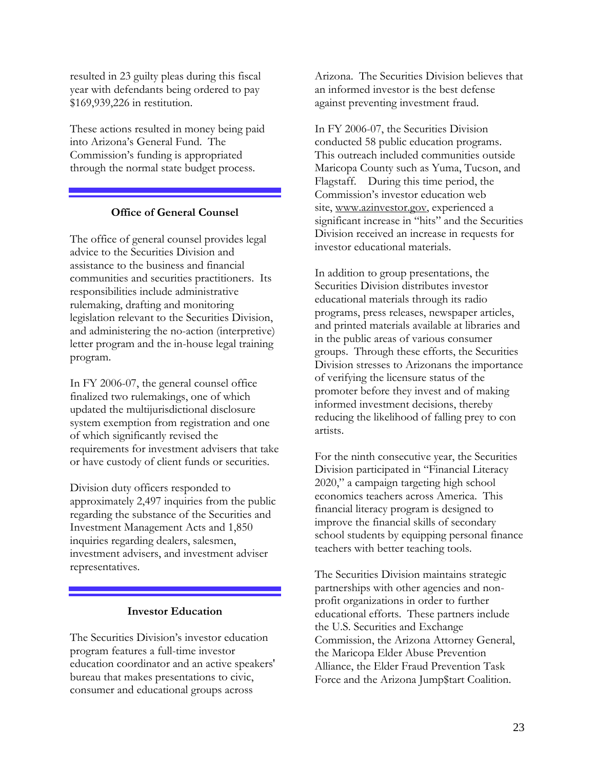resulted in 23 guilty pleas during this fiscal year with defendants being ordered to pay $169,939,226 in restitution.

These actions resulted in money being paid into Arizona's General Fund. The Commission's funding is appropriated through the normal state budget process.

## Office of General Counsel

The office of general counsel provides legal advice to the Securities Division and assistance to the business and financial communities and securities practitioners. Its responsibilities include administrative rulemaking, drafting and monitoring legislation relevant to the Securities Division, and administering the no-action (interpretive) letter program and the in-house legal training program.

In FY 2006-07, the general counsel office finalized two rulemakings, one of which updated the multijurisdictional disclosure system exemption from registration and one of which significantly revised the requirements for investment advisers that take or have custody of client funds or securities.

Division duty officers responded to approximately 2,497 inquiries from the public regarding the substance of the Securities and Investment Management Acts and 1,850 inquiries regarding dealers, salesmen, investment advisers, and investment adviser representatives.

## Investor Education

The Securities Division's investor education program features a full-time investor education coordinator and an active speakers' bureau that makes presentations to civic, consumer and educational groups across Arizona. The Securities Division believes that an informed investor is the best defense against preventing investment fraud.

In FY 2006-07, the Securities Division conducted 58 public education programs. This outreach included communities outside Maricopa County such as Yuma, Tucson, and Flagstaff. During this time period, the Commission's investor education web site, www.azinvestor.gov, experienced a significant increase in "hits" and the Securities Division received an increase in requests for investor educational materials.

In addition to group presentations, the Securities Division distributes investor educational materials through its radio programs, press releases, newspaper articles, and printed materials available at libraries and in the public areas of various consumer groups. Through these efforts, the Securities Division stresses to Arizonans the importance of verifying the licensure status of the promoter before they invest and of making informed investment decisions, thereby reducing the likelihood of falling prey to con artists.

For the ninth consecutive year, the Securities Division participated in "Financial Literacy 2020," a campaign targeting high school economics teachers across America. This financial literacy program is designed to improve the financial skills of secondary school students by equipping personal finance teachers with better teaching tools.

The Securities Division maintains strategic partnerships with other agencies and non-profit organizations in order to further educational efforts. These partners include the U.S. Securities and Exchange Commission, the Arizona Attorney General, the Maricopa Elder Abuse Prevention Alliance, the Elder Fraud Prevention Task Force and the Arizona Jump$tart Coalition.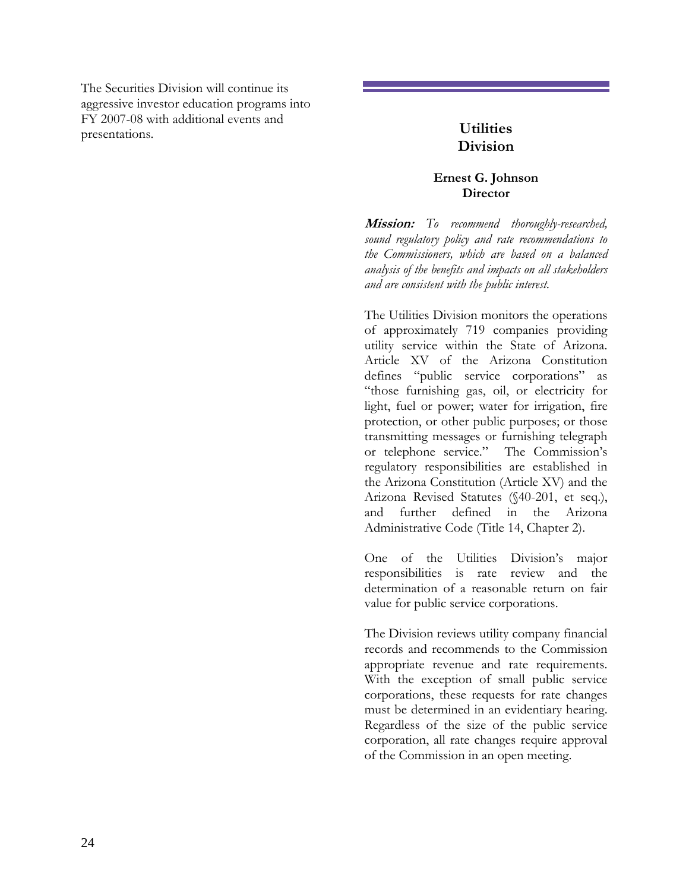The Securities Division will continue its aggressive investor education programs into FY 2007-08 with additional events and presentations.

## Utilities Division

**Ernest G. Johnson**
**Director**

***Mission:*** *To recommend thoroughly-researched, sound regulatory policy and rate recommendations to the Commissioners, which are based on a balanced analysis of the benefits and impacts on all stakeholders and are consistent with the public interest.*

The Utilities Division monitors the operations of approximately 719 companies providing utility service within the State of Arizona. Article XV of the Arizona Constitution defines "public service corporations" as "those furnishing gas, oil, or electricity for light, fuel or power; water for irrigation, fire protection, or other public purposes; or those transmitting messages or furnishing telegraph or telephone service." The Commission's regulatory responsibilities are established in the Arizona Constitution (Article XV) and the Arizona Revised Statutes (§40-201, et seq.), and further defined in the Arizona Administrative Code (Title 14, Chapter 2).

One of the Utilities Division's major responsibilities is rate review and the determination of a reasonable return on fair value for public service corporations.

The Division reviews utility company financial records and recommends to the Commission appropriate revenue and rate requirements. With the exception of small public service corporations, these requests for rate changes must be determined in an evidentiary hearing. Regardless of the size of the public service corporation, all rate changes require approval of the Commission in an open meeting.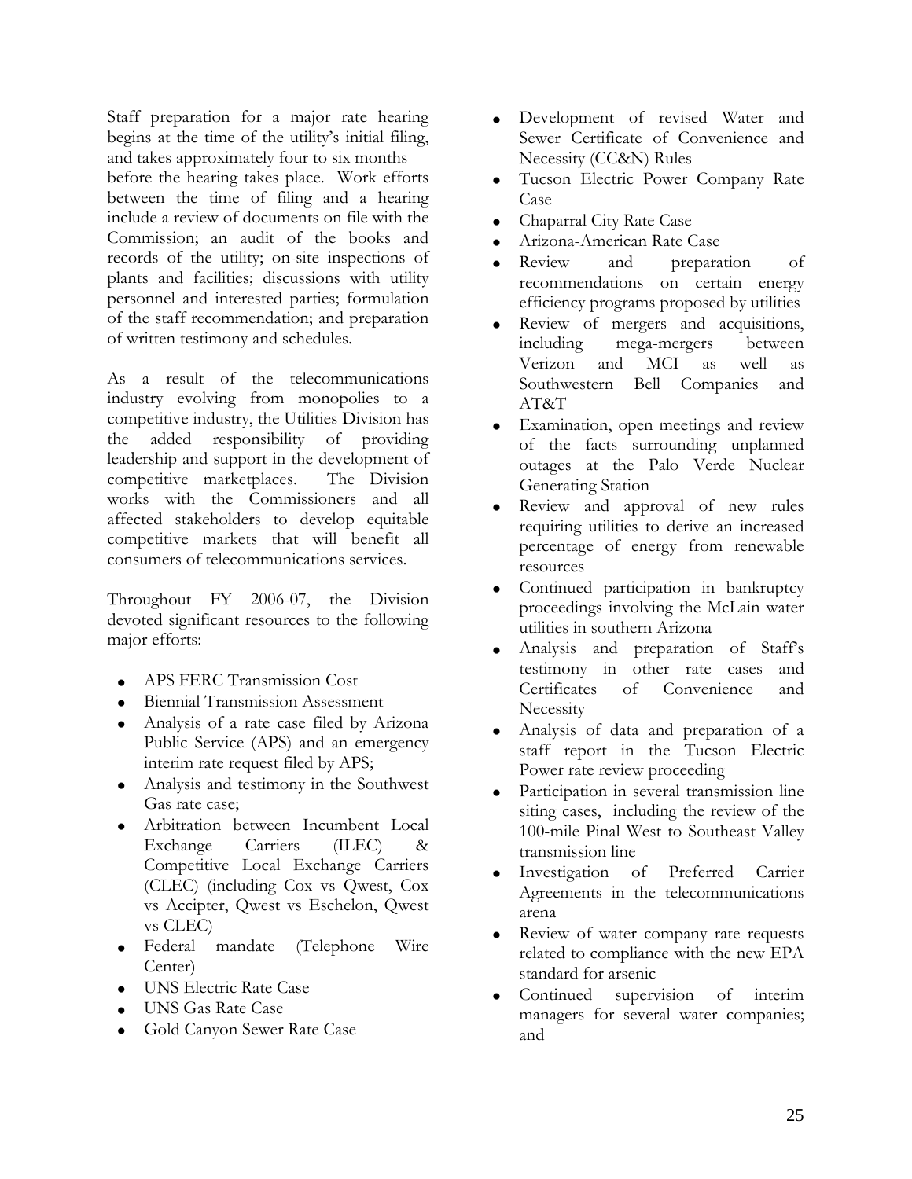Staff preparation for a major rate hearing begins at the time of the utility's initial filing, and takes approximately four to six months before the hearing takes place. Work efforts between the time of filing and a hearing include a review of documents on file with the Commission; an audit of the books and records of the utility; on-site inspections of plants and facilities; discussions with utility personnel and interested parties; formulation of the staff recommendation; and preparation of written testimony and schedules.

As a result of the telecommunications industry evolving from monopolies to a competitive industry, the Utilities Division has the added responsibility of providing leadership and support in the development of competitive marketplaces. The Division works with the Commissioners and all affected stakeholders to develop equitable competitive markets that will benefit all consumers of telecommunications services.

Throughout FY 2006-07, the Division devoted significant resources to the following major efforts:

- APS FERC Transmission Cost
- Biennial Transmission Assessment
- Analysis of a rate case filed by Arizona Public Service (APS) and an emergency interim rate request filed by APS;
- Analysis and testimony in the Southwest Gas rate case;
- Arbitration between Incumbent Local Exchange Carriers (ILEC) & Competitive Local Exchange Carriers (CLEC) (including Cox vs Qwest, Cox vs Accipter, Qwest vs Eschelon, Qwest vs CLEC)
- Federal mandate (Telephone Wire Center)
- UNS Electric Rate Case
- UNS Gas Rate Case
- Gold Canyon Sewer Rate Case
- Development of revised Water and Sewer Certificate of Convenience and Necessity (CC&N) Rules
- Tucson Electric Power Company Rate Case
- Chaparral City Rate Case
- Arizona-American Rate Case
- Review and preparation of recommendations on certain energy efficiency programs proposed by utilities
- Review of mergers and acquisitions, including mega-mergers between Verizon and MCI as well as Southwestern Bell Companies and AT&T
- Examination, open meetings and review of the facts surrounding unplanned outages at the Palo Verde Nuclear Generating Station
- Review and approval of new rules requiring utilities to derive an increased percentage of energy from renewable resources
- Continued participation in bankruptcy proceedings involving the McLain water utilities in southern Arizona
- Analysis and preparation of Staff's testimony in other rate cases and Certificates of Convenience and Necessity
- Analysis of data and preparation of a staff report in the Tucson Electric Power rate review proceeding
- Participation in several transmission line siting cases, including the review of the 100-mile Pinal West to Southeast Valley transmission line
- Investigation of Preferred Carrier Agreements in the telecommunications arena
- Review of water company rate requests related to compliance with the new EPA standard for arsenic
- Continued supervision of interim managers for several water companies; and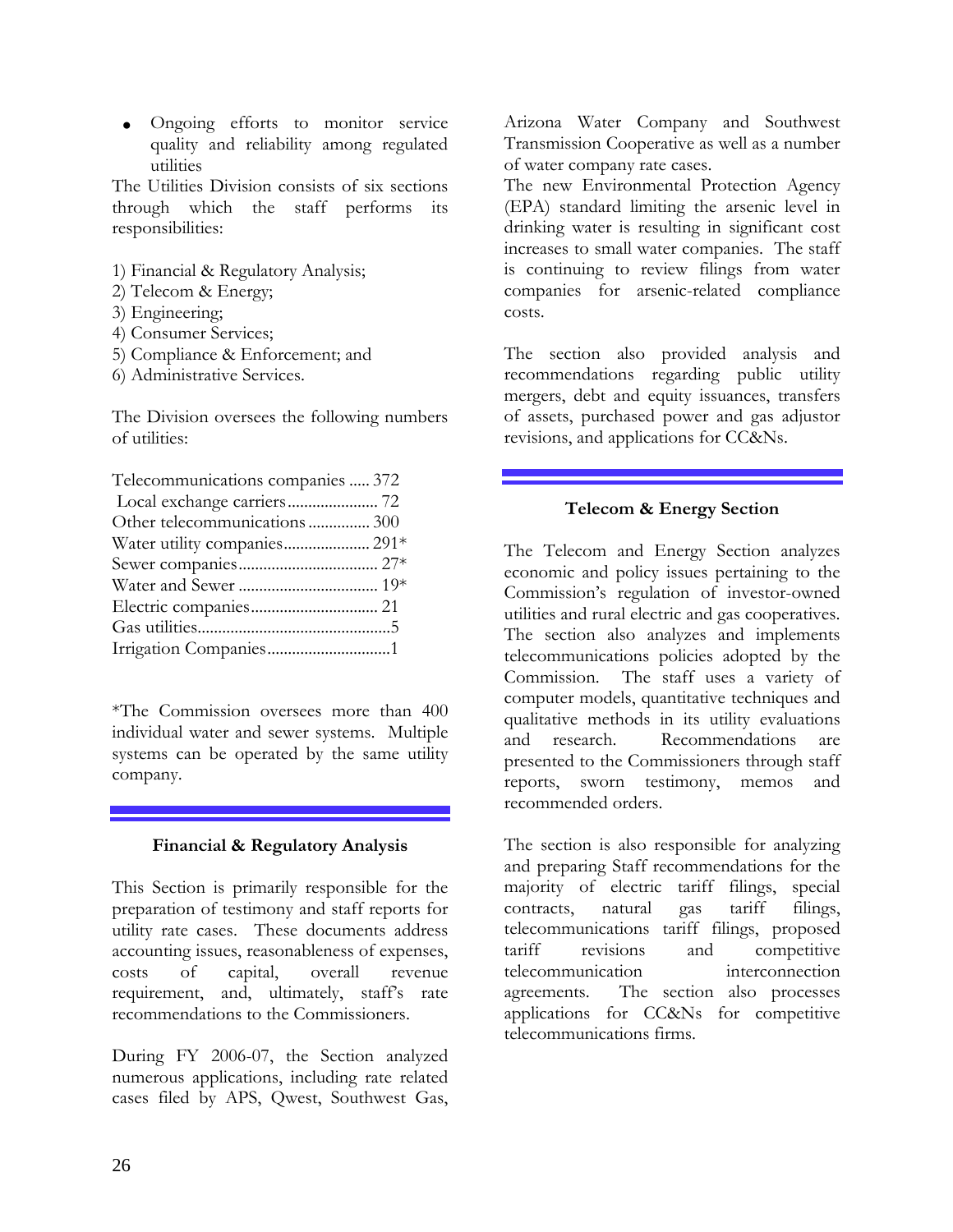- Ongoing efforts to monitor service quality and reliability among regulated utilities

The Utilities Division consists of six sections through which the staff performs its responsibilities:

1) Financial & Regulatory Analysis;
2) Telecom & Energy;
3) Engineering;
4) Consumer Services;
5) Compliance & Enforcement; and
6) Administrative Services.

The Division oversees the following numbers of utilities:

| | |
|---|---|
| Telecommunications companies | 372 |
| Local exchange carriers | 72 |
| Other telecommunications | 300 |
| Water utility companies | 291* |
| Sewer companies | 27* |
| Water and Sewer | 19* |
| Electric companies | 21 |
| Gas utilities | 5 |
| Irrigation Companies | 1 |

*The Commission oversees more than 400 individual water and sewer systems. Multiple systems can be operated by the same utility company.

### Financial & Regulatory Analysis

This Section is primarily responsible for the preparation of testimony and staff reports for utility rate cases. These documents address accounting issues, reasonableness of expenses, costs of capital, overall revenue requirement, and, ultimately, staff's rate recommendations to the Commissioners.

During FY 2006-07, the Section analyzed numerous applications, including rate related cases filed by APS, Qwest, Southwest Gas, Arizona Water Company and Southwest Transmission Cooperative as well as a number of water company rate cases.

The new Environmental Protection Agency (EPA) standard limiting the arsenic level in drinking water is resulting in significant cost increases to small water companies. The staff is continuing to review filings from water companies for arsenic-related compliance costs.

The section also provided analysis and recommendations regarding public utility mergers, debt and equity issuances, transfers of assets, purchased power and gas adjustor revisions, and applications for CC&Ns.

### Telecom & Energy Section

The Telecom and Energy Section analyzes economic and policy issues pertaining to the Commission's regulation of investor-owned utilities and rural electric and gas cooperatives. The section also analyzes and implements telecommunications policies adopted by the Commission. The staff uses a variety of computer models, quantitative techniques and qualitative methods in its utility evaluations and research. Recommendations are presented to the Commissioners through staff reports, sworn testimony, memos and recommended orders.

The section is also responsible for analyzing and preparing Staff recommendations for the majority of electric tariff filings, special contracts, natural gas tariff filings, telecommunications tariff filings, proposed tariff revisions and competitive telecommunication interconnection agreements. The section also processes applications for CC&Ns for competitive telecommunications firms.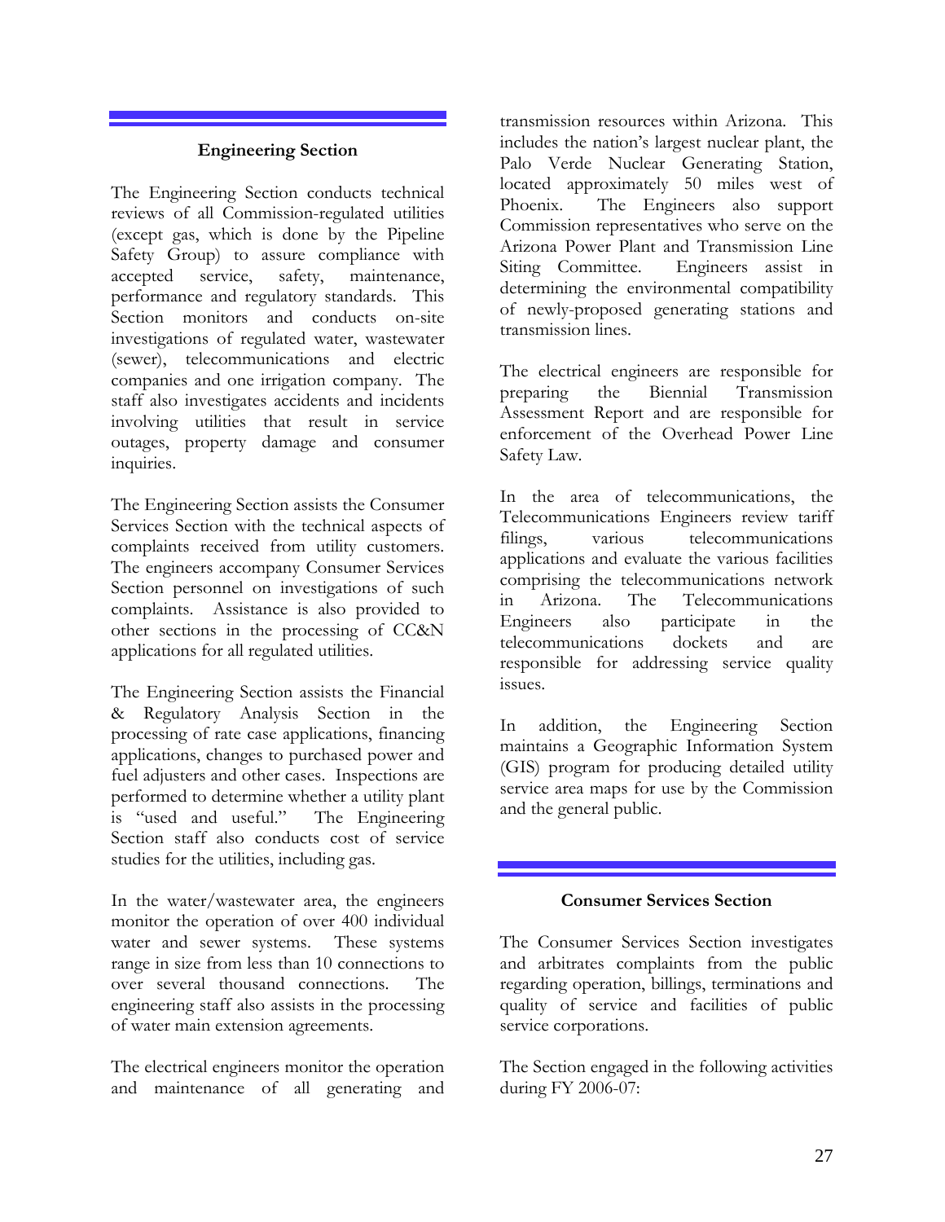## Engineering Section

The Engineering Section conducts technical reviews of all Commission-regulated utilities (except gas, which is done by the Pipeline Safety Group) to assure compliance with accepted service, safety, maintenance, performance and regulatory standards. This Section monitors and conducts on-site investigations of regulated water, wastewater (sewer), telecommunications and electric companies and one irrigation company. The staff also investigates accidents and incidents involving utilities that result in service outages, property damage and consumer inquiries.

The Engineering Section assists the Consumer Services Section with the technical aspects of complaints received from utility customers. The engineers accompany Consumer Services Section personnel on investigations of such complaints. Assistance is also provided to other sections in the processing of CC&N applications for all regulated utilities.

The Engineering Section assists the Financial & Regulatory Analysis Section in the processing of rate case applications, financing applications, changes to purchased power and fuel adjusters and other cases. Inspections are performed to determine whether a utility plant is "used and useful." The Engineering Section staff also conducts cost of service studies for the utilities, including gas.

In the water/wastewater area, the engineers monitor the operation of over 400 individual water and sewer systems. These systems range in size from less than 10 connections to over several thousand connections. The engineering staff also assists in the processing of water main extension agreements.

The electrical engineers monitor the operation and maintenance of all generating and transmission resources within Arizona. This includes the nation's largest nuclear plant, the Palo Verde Nuclear Generating Station, located approximately 50 miles west of Phoenix. The Engineers also support Commission representatives who serve on the Arizona Power Plant and Transmission Line Siting Committee. Engineers assist in determining the environmental compatibility of newly-proposed generating stations and transmission lines.

The electrical engineers are responsible for preparing the Biennial Transmission Assessment Report and are responsible for enforcement of the Overhead Power Line Safety Law.

In the area of telecommunications, the Telecommunications Engineers review tariff filings, various telecommunications applications and evaluate the various facilities comprising the telecommunications network in Arizona. The Telecommunications Engineers also participate in the telecommunications dockets and are responsible for addressing service quality issues.

In addition, the Engineering Section maintains a Geographic Information System (GIS) program for producing detailed utility service area maps for use by the Commission and the general public.

## Consumer Services Section

The Consumer Services Section investigates and arbitrates complaints from the public regarding operation, billings, terminations and quality of service and facilities of public service corporations.

The Section engaged in the following activities during FY 2006-07: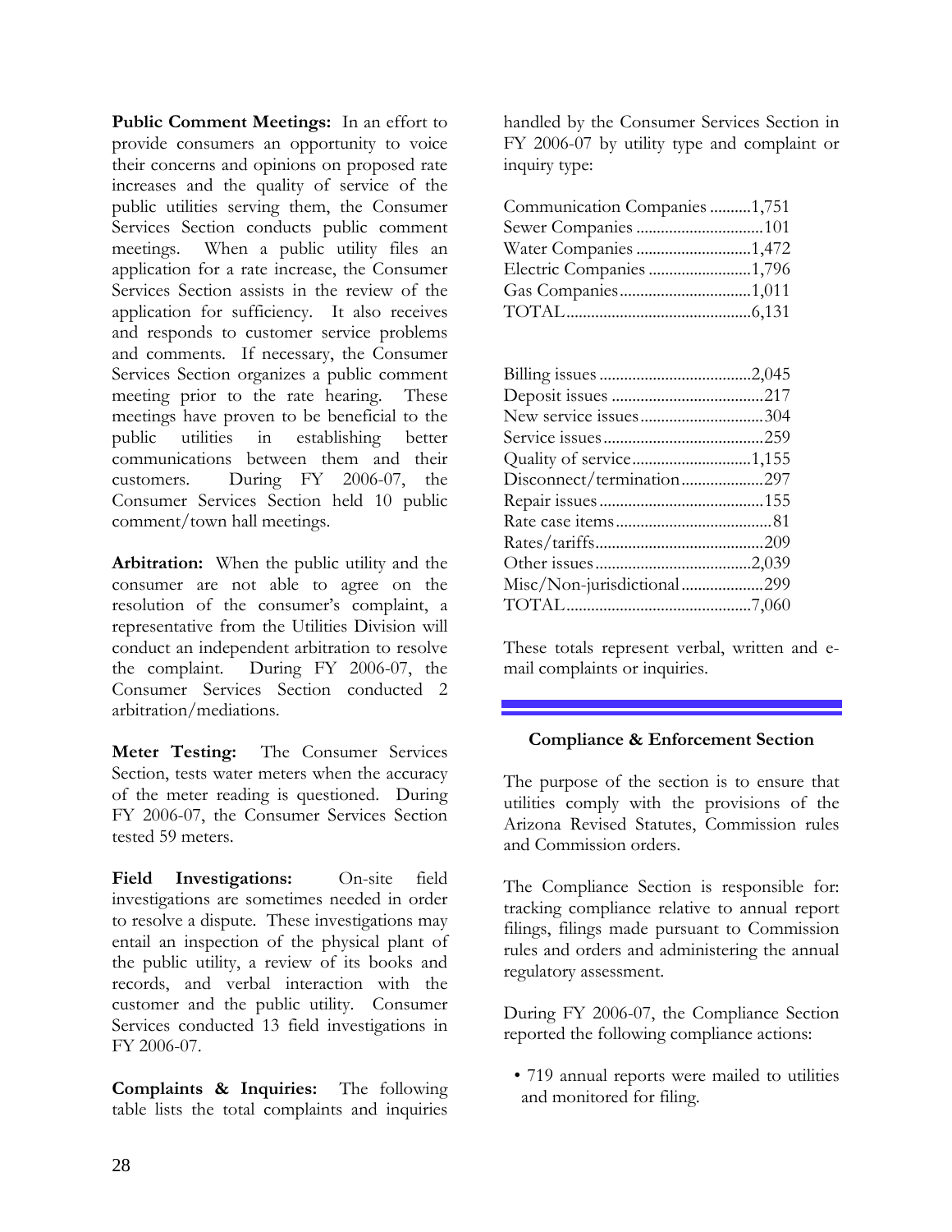**Public Comment Meetings:** In an effort to provide consumers an opportunity to voice their concerns and opinions on proposed rate increases and the quality of service of the public utilities serving them, the Consumer Services Section conducts public comment meetings. When a public utility files an application for a rate increase, the Consumer Services Section assists in the review of the application for sufficiency. It also receives and responds to customer service problems and comments. If necessary, the Consumer Services Section organizes a public comment meeting prior to the rate hearing. These meetings have proven to be beneficial to the public utilities in establishing better communications between them and their customers. During FY 2006-07, the Consumer Services Section held 10 public comment/town hall meetings.

**Arbitration:** When the public utility and the consumer are not able to agree on the resolution of the consumer's complaint, a representative from the Utilities Division will conduct an independent arbitration to resolve the complaint. During FY 2006-07, the Consumer Services Section conducted 2 arbitration/mediations.

**Meter Testing:** The Consumer Services Section, tests water meters when the accuracy of the meter reading is questioned. During FY 2006-07, the Consumer Services Section tested 59 meters.

**Field Investigations:** On-site field investigations are sometimes needed in order to resolve a dispute. These investigations may entail an inspection of the physical plant of the public utility, a review of its books and records, and verbal interaction with the customer and the public utility. Consumer Services conducted 13 field investigations in FY 2006-07.

**Complaints & Inquiries:** The following table lists the total complaints and inquiries handled by the Consumer Services Section in FY 2006-07 by utility type and complaint or inquiry type:

| | |
|---|---|
| Communication Companies | 1,751 |
| Sewer Companies | 101 |
| Water Companies | 1,472 |
| Electric Companies | 1,796 |
| Gas Companies | 1,011 |
| TOTAL | 6,131 |

| | |
|---|---|
| Billing issues | 2,045 |
| Deposit issues | 217 |
| New service issues | 304 |
| Service issues | 259 |
| Quality of service | 1,155 |
| Disconnect/termination | 297 |
| Repair issues | 155 |
| Rate case items | 81 |
| Rates/tariffs | 209 |
| Other issues | 2,039 |
| Misc/Non-jurisdictional | 299 |
| TOTAL | 7,060 |

These totals represent verbal, written and e-mail complaints or inquiries.

## Compliance & Enforcement Section

The purpose of the section is to ensure that utilities comply with the provisions of the Arizona Revised Statutes, Commission rules and Commission orders.

The Compliance Section is responsible for: tracking compliance relative to annual report filings, filings made pursuant to Commission rules and orders and administering the annual regulatory assessment.

During FY 2006-07, the Compliance Section reported the following compliance actions:

- 719 annual reports were mailed to utilities and monitored for filing.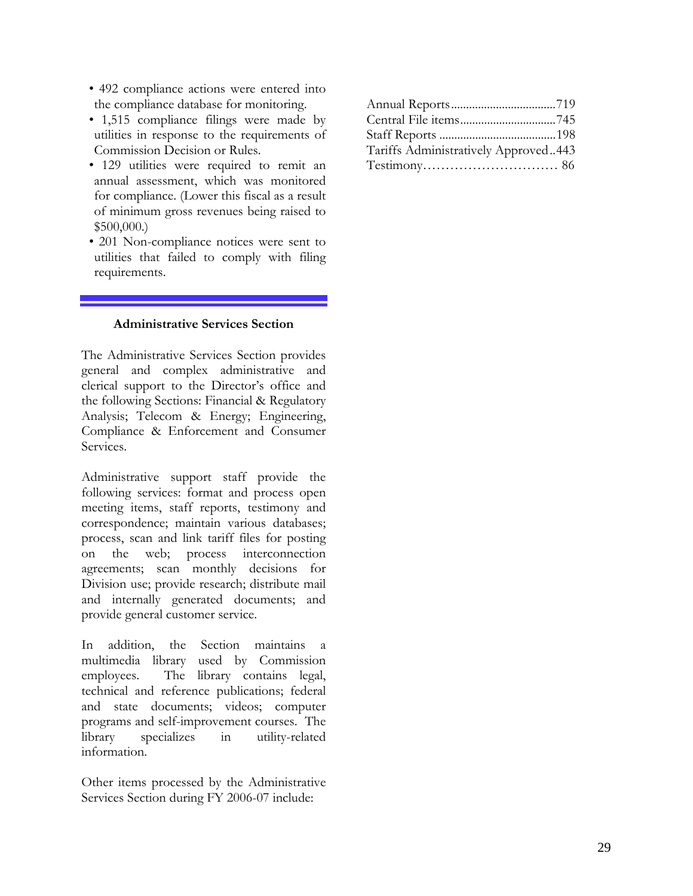- 492 compliance actions were entered into the compliance database for monitoring.
- 1,515 compliance filings were made by utilities in response to the requirements of Commission Decision or Rules.
- 129 utilities were required to remit an annual assessment, which was monitored for compliance. (Lower this fiscal as a result of minimum gross revenues being raised to $500,000.)
- 201 Non-compliance notices were sent to utilities that failed to comply with filing requirements.

---

**Administrative Services Section**

The Administrative Services Section provides general and complex administrative and clerical support to the Director's office and the following Sections: Financial & Regulatory Analysis; Telecom & Energy; Engineering, Compliance & Enforcement and Consumer Services.

Administrative support staff provide the following services: format and process open meeting items, staff reports, testimony and correspondence; maintain various databases; process, scan and link tariff files for posting on the web; process interconnection agreements; scan monthly decisions for Division use; provide research; distribute mail and internally generated documents; and provide general customer service.

In addition, the Section maintains a multimedia library used by Commission employees. The library contains legal, technical and reference publications; federal and state documents; videos; computer programs and self-improvement courses. The library specializes in utility-related information.

Other items processed by the Administrative Services Section during FY 2006-07 include:

Annual Reports..................................719
Central File items...............................745
Staff Reports .......................................198
Tariffs Administratively Approved..443
Testimony.............................. 86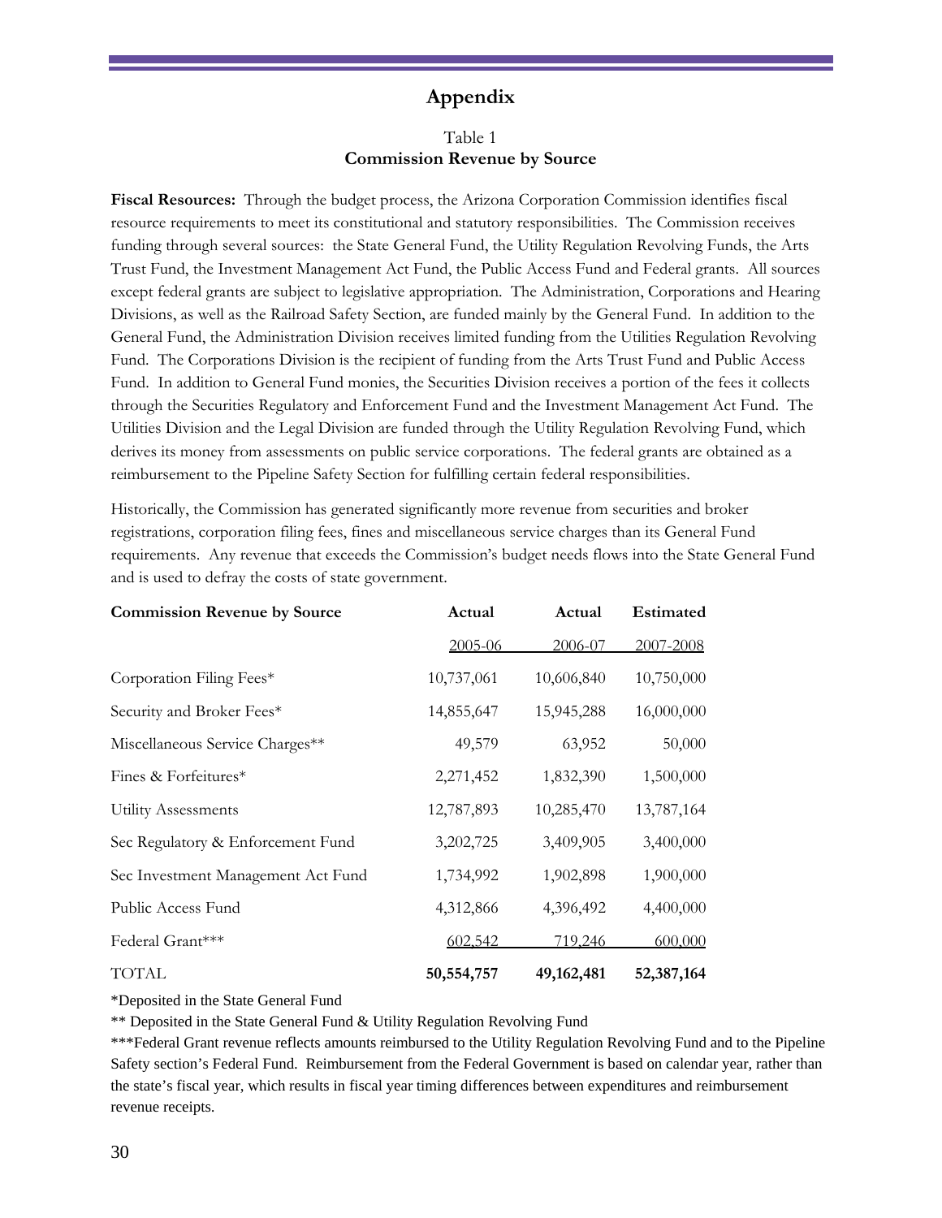# Appendix

Table 1

**Commission Revenue by Source**

**Fiscal Resources:** Through the budget process, the Arizona Corporation Commission identifies fiscal resource requirements to meet its constitutional and statutory responsibilities. The Commission receives funding through several sources: the State General Fund, the Utility Regulation Revolving Funds, the Arts Trust Fund, the Investment Management Act Fund, the Public Access Fund and Federal grants. All sources except federal grants are subject to legislative appropriation. The Administration, Corporations and Hearing Divisions, as well as the Railroad Safety Section, are funded mainly by the General Fund. In addition to the General Fund, the Administration Division receives limited funding from the Utilities Regulation Revolving Fund. The Corporations Division is the recipient of funding from the Arts Trust Fund and Public Access Fund. In addition to General Fund monies, the Securities Division receives a portion of the fees it collects through the Securities Regulatory and Enforcement Fund and the Investment Management Act Fund. The Utilities Division and the Legal Division are funded through the Utility Regulation Revolving Fund, which derives its money from assessments on public service corporations. The federal grants are obtained as a reimbursement to the Pipeline Safety Section for fulfilling certain federal responsibilities.

Historically, the Commission has generated significantly more revenue from securities and broker registrations, corporation filing fees, fines and miscellaneous service charges than its General Fund requirements. Any revenue that exceeds the Commission's budget needs flows into the State General Fund and is used to defray the costs of state government.

| Commission Revenue by Source | Actual 2005-06 | Actual 2006-07 | Estimated 2007-2008 |
|---|---|---|---|
| Corporation Filing Fees* | 10,737,061 | 10,606,840 | 10,750,000 |
| Security and Broker Fees* | 14,855,647 | 15,945,288 | 16,000,000 |
| Miscellaneous Service Charges** | 49,579 | 63,952 | 50,000 |
| Fines & Forfeitures* | 2,271,452 | 1,832,390 | 1,500,000 |
| Utility Assessments | 12,787,893 | 10,285,470 | 13,787,164 |
| Sec Regulatory & Enforcement Fund | 3,202,725 | 3,409,905 | 3,400,000 |
| Sec Investment Management Act Fund | 1,734,992 | 1,902,898 | 1,900,000 |
| Public Access Fund | 4,312,866 | 4,396,492 | 4,400,000 |
| Federal Grant*** | 602,542 | 719,246 | 600,000 |
| TOTAL | **50,554,757** | **49,162,481** | **52,387,164** |

*Deposited in the State General Fund

** Deposited in the State General Fund & Utility Regulation Revolving Fund

***Federal Grant revenue reflects amounts reimbursed to the Utility Regulation Revolving Fund and to the Pipeline Safety section's Federal Fund. Reimbursement from the Federal Government is based on calendar year, rather than the state's fiscal year, which results in fiscal year timing differences between expenditures and reimbursement revenue receipts.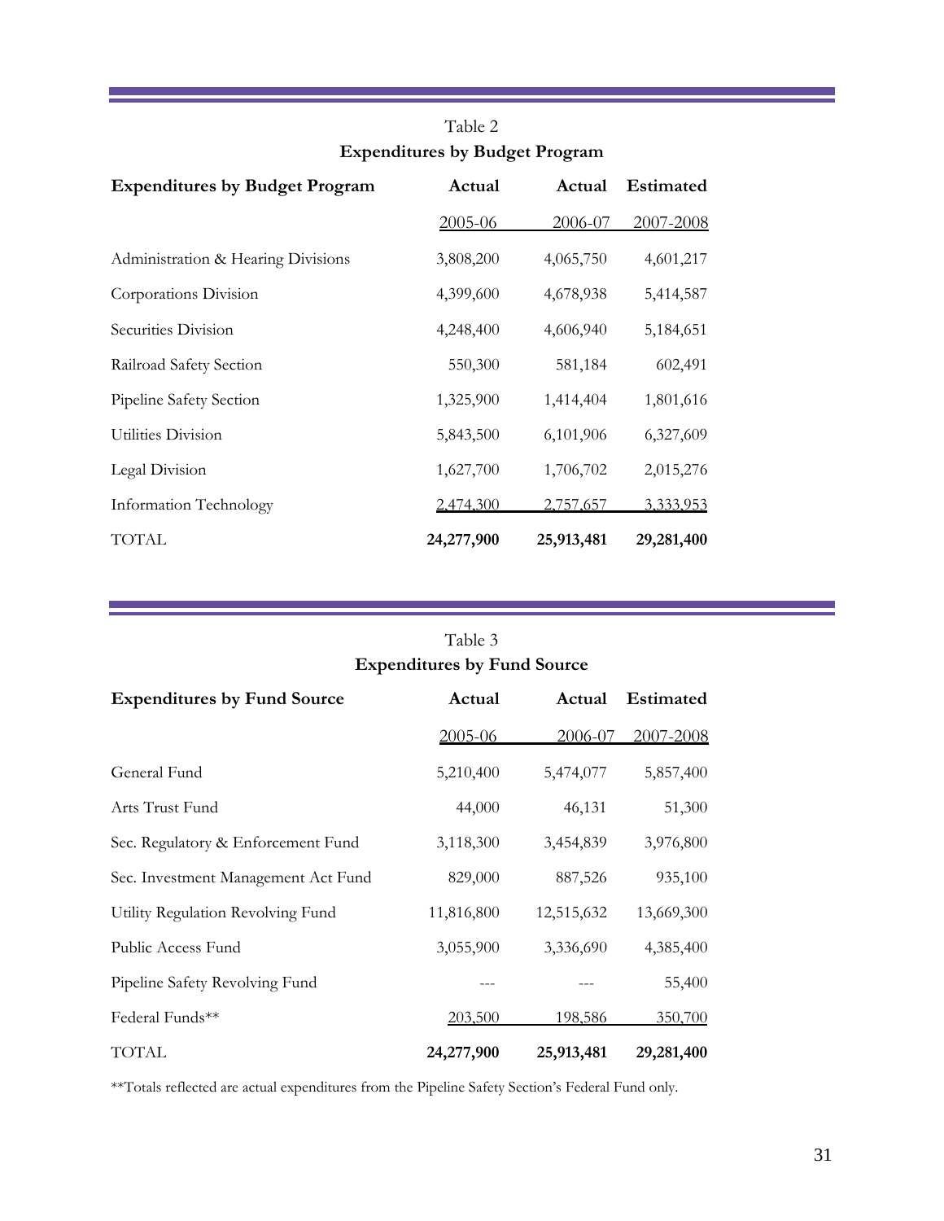Table 2

**Expenditures by Budget Program**

| **Expenditures by Budget Program** | **Actual** | **Actual** | **Estimated** |
|---|---|---|---|
| | 2005-06 | 2006-07 | 2007-2008 |
| Administration & Hearing Divisions | 3,808,200 | 4,065,750 | 4,601,217 |
| Corporations Division | 4,399,600 | 4,678,938 | 5,414,587 |
| Securities Division | 4,248,400 | 4,606,940 | 5,184,651 |
| Railroad Safety Section | 550,300 | 581,184 | 602,491 |
| Pipeline Safety Section | 1,325,900 | 1,414,404 | 1,801,616 |
| Utilities Division | 5,843,500 | 6,101,906 | 6,327,609 |
| Legal Division | 1,627,700 | 1,706,702 | 2,015,276 |
| Information Technology | 2,474,300 | 2,757,657 | 3,333,953 |
| TOTAL | **24,277,900** | **25,913,481** | **29,281,400** |

Table 3

**Expenditures by Fund Source**

| **Expenditures by Fund Source** | **Actual** | **Actual** | **Estimated** |
|---|---|---|---|
| | 2005-06 | 2006-07 | 2007-2008 |
| General Fund | 5,210,400 | 5,474,077 | 5,857,400 |
| Arts Trust Fund | 44,000 | 46,131 | 51,300 |
| Sec. Regulatory & Enforcement Fund | 3,118,300 | 3,454,839 | 3,976,800 |
| Sec. Investment Management Act Fund | 829,000 | 887,526 | 935,100 |
| Utility Regulation Revolving Fund | 11,816,800 | 12,515,632 | 13,669,300 |
| Public Access Fund | 3,055,900 | 3,336,690 | 4,385,400 |
| Pipeline Safety Revolving Fund | --- | --- | 55,400 |
| Federal Funds** | 203,500 | 198,586 | 350,700 |
| TOTAL | **24,277,900** | **25,913,481** | **29,281,400** |

**Totals reflected are actual expenditures from the Pipeline Safety Section's Federal Fund only.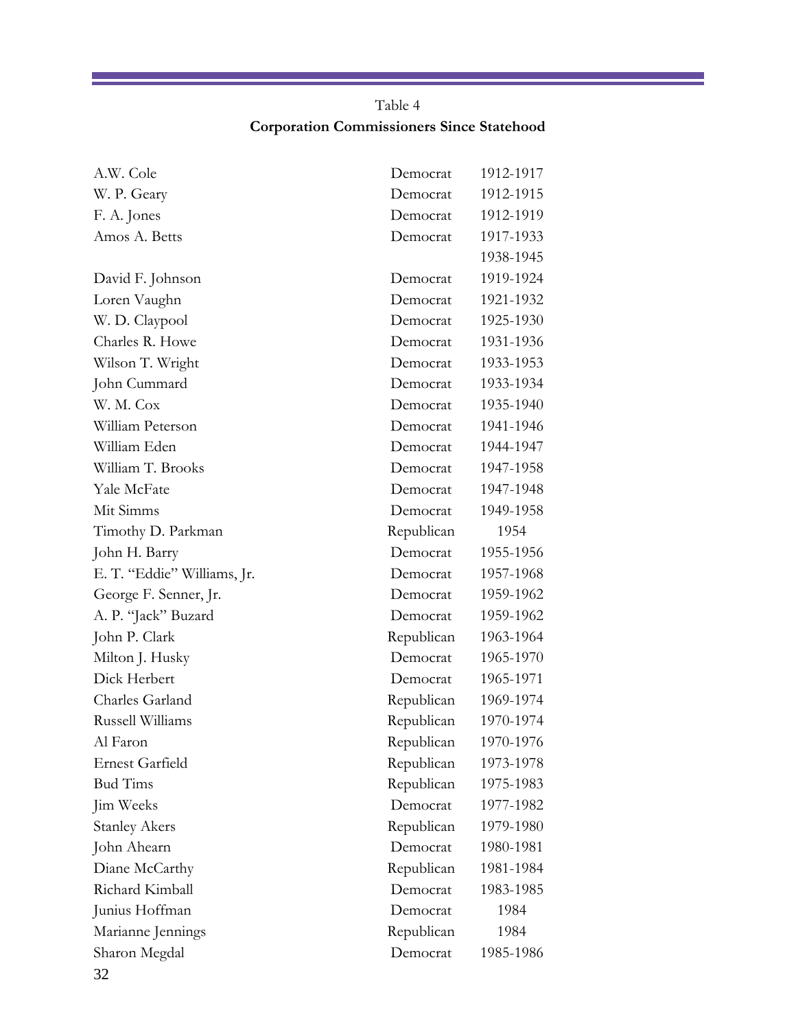Table 4

**Corporation Commissioners Since Statehood**

| Name | Party | Years |
|---|---|---|
| A.W. Cole | Democrat | 1912-1917 |
| W. P. Geary | Democrat | 1912-1915 |
| F. A. Jones | Democrat | 1912-1919 |
| Amos A. Betts | Democrat | 1917-1933 |
| | | 1938-1945 |
| David F. Johnson | Democrat | 1919-1924 |
| Loren Vaughn | Democrat | 1921-1932 |
| W. D. Claypool | Democrat | 1925-1930 |
| Charles R. Howe | Democrat | 1931-1936 |
| Wilson T. Wright | Democrat | 1933-1953 |
| John Cummard | Democrat | 1933-1934 |
| W. M. Cox | Democrat | 1935-1940 |
| William Peterson | Democrat | 1941-1946 |
| William Eden | Democrat | 1944-1947 |
| William T. Brooks | Democrat | 1947-1958 |
| Yale McFate | Democrat | 1947-1948 |
| Mit Simms | Democrat | 1949-1958 |
| Timothy D. Parkman | Republican | 1954 |
| John H. Barry | Democrat | 1955-1956 |
| E. T. "Eddie" Williams, Jr. | Democrat | 1957-1968 |
| George F. Senner, Jr. | Democrat | 1959-1962 |
| A. P. "Jack" Buzard | Democrat | 1959-1962 |
| John P. Clark | Republican | 1963-1964 |
| Milton J. Husky | Democrat | 1965-1970 |
| Dick Herbert | Democrat | 1965-1971 |
| Charles Garland | Republican | 1969-1974 |
| Russell Williams | Republican | 1970-1974 |
| Al Faron | Republican | 1970-1976 |
| Ernest Garfield | Republican | 1973-1978 |
| Bud Tims | Republican | 1975-1983 |
| Jim Weeks | Democrat | 1977-1982 |
| Stanley Akers | Republican | 1979-1980 |
| John Ahearn | Democrat | 1980-1981 |
| Diane McCarthy | Republican | 1981-1984 |
| Richard Kimball | Democrat | 1983-1985 |
| Junius Hoffman | Democrat | 1984 |
| Marianne Jennings | Republican | 1984 |
| Sharon Megdal | Democrat | 1985-1986 |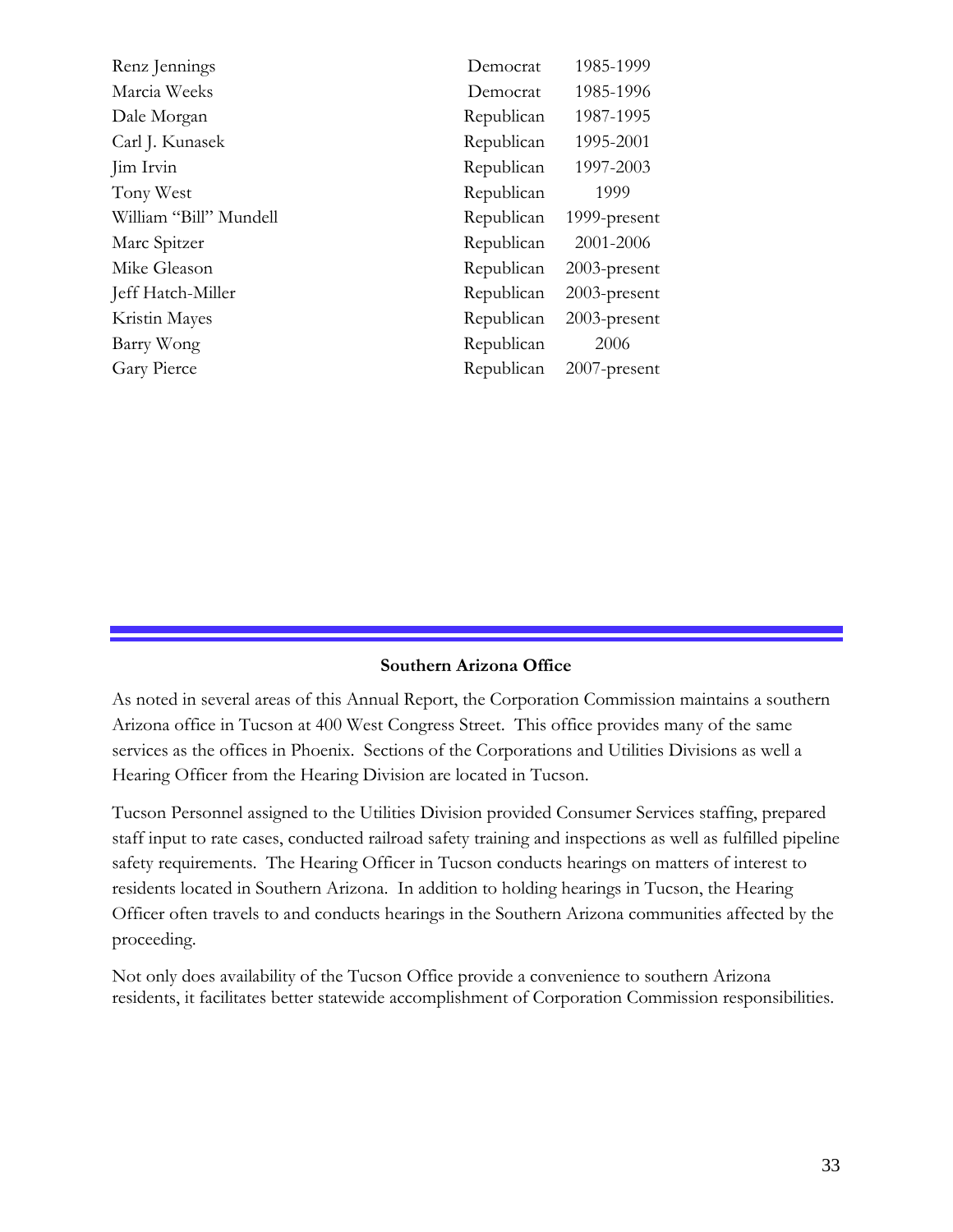| | | |
|---|---|---|
| Renz Jennings | Democrat | 1985-1999 |
| Marcia Weeks | Democrat | 1985-1996 |
| Dale Morgan | Republican | 1987-1995 |
| Carl J. Kunasek | Republican | 1995-2001 |
| Jim Irvin | Republican | 1997-2003 |
| Tony West | Republican | 1999 |
| William "Bill" Mundell | Republican | 1999-present |
| Marc Spitzer | Republican | 2001-2006 |
| Mike Gleason | Republican | 2003-present |
| Jeff Hatch-Miller | Republican | 2003-present |
| Kristin Mayes | Republican | 2003-present |
| Barry Wong | Republican | 2006 |
| Gary Pierce | Republican | 2007-present |

## Southern Arizona Office

As noted in several areas of this Annual Report, the Corporation Commission maintains a southern Arizona office in Tucson at 400 West Congress Street. This office provides many of the same services as the offices in Phoenix. Sections of the Corporations and Utilities Divisions as well a Hearing Officer from the Hearing Division are located in Tucson.

Tucson Personnel assigned to the Utilities Division provided Consumer Services staffing, prepared staff input to rate cases, conducted railroad safety training and inspections as well as fulfilled pipeline safety requirements. The Hearing Officer in Tucson conducts hearings on matters of interest to residents located in Southern Arizona. In addition to holding hearings in Tucson, the Hearing Officer often travels to and conducts hearings in the Southern Arizona communities affected by the proceeding.

Not only does availability of the Tucson Office provide a convenience to southern Arizona residents, it facilitates better statewide accomplishment of Corporation Commission responsibilities.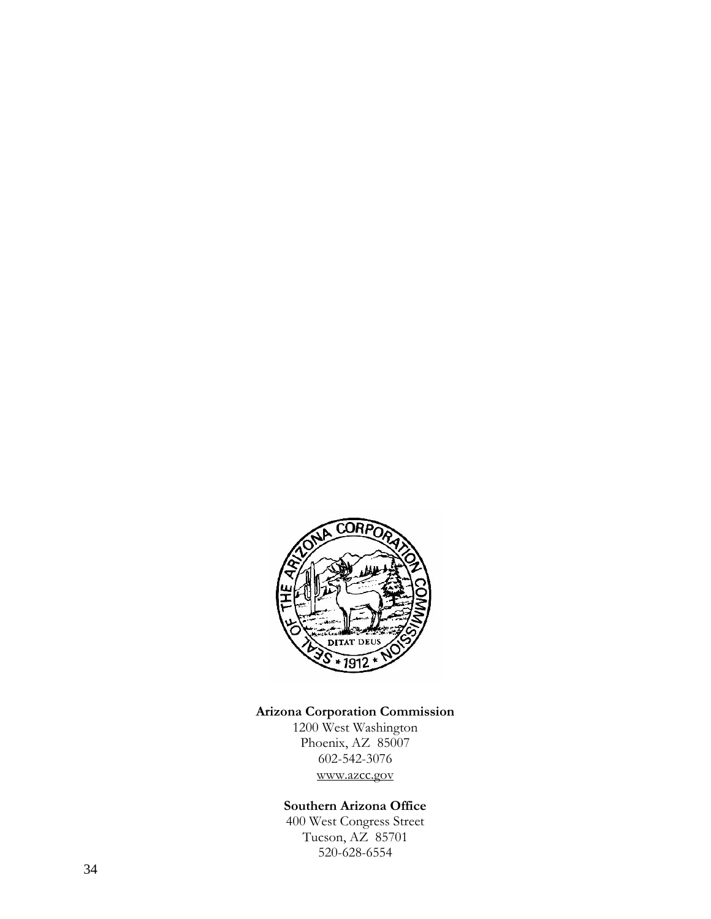**Arizona Corporation Commission**

1200 West Washington
Phoenix, AZ 85007
602-542-3076
www.azcc.gov

**Southern Arizona Office**

400 West Congress Street
Tucson, AZ 85701
520-628-6554